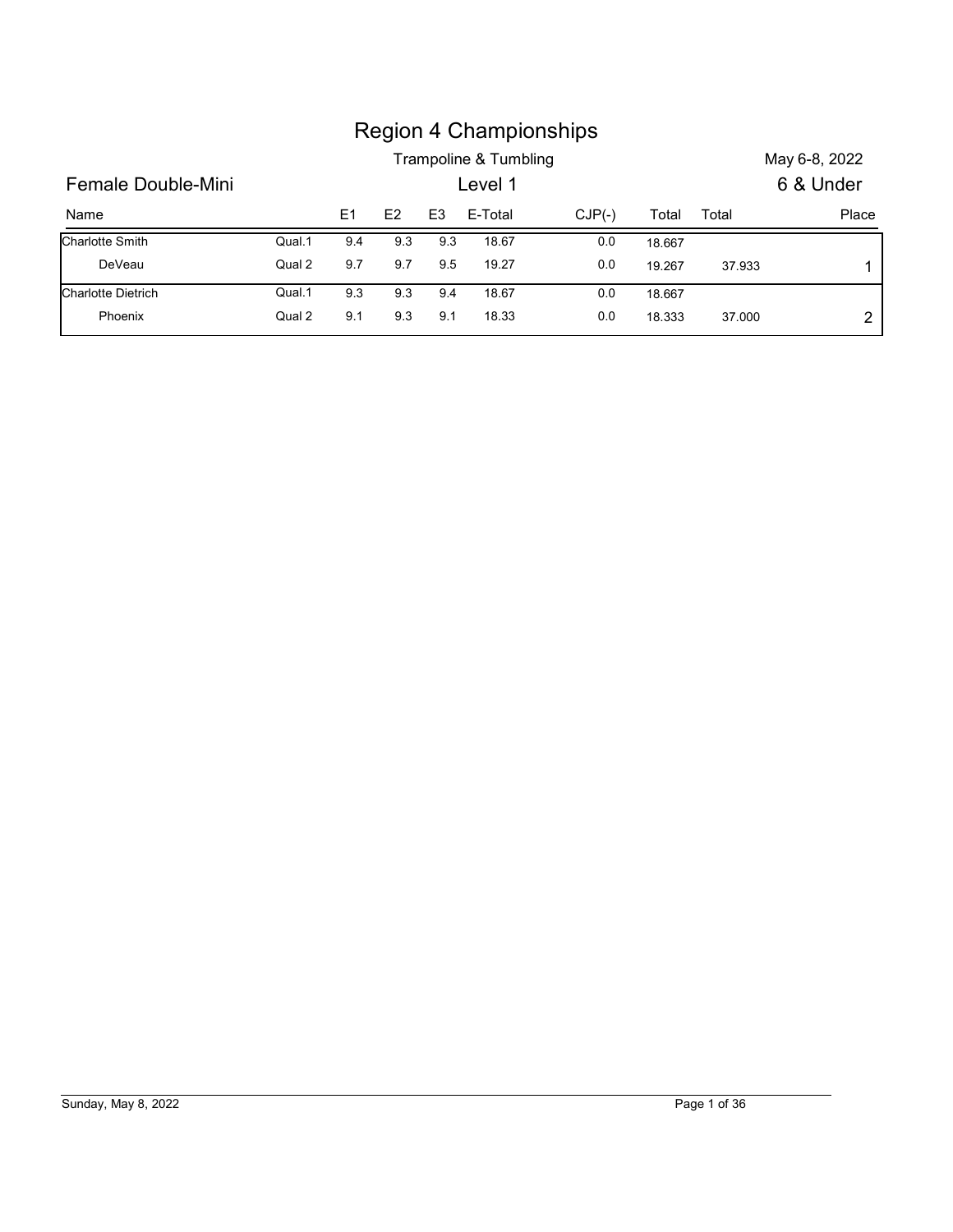# Region 4 Championships

Trampoline & Tumbling — May 6-8, 2022

## Female Double-Mini — Level 1 — 6 & Under

| Name | | E1 | E2 | E3 | E-Total | CJP(-) | Total | Total | Place |
|---|---|---|---|---|---|---|---|---|---|
| Charlotte Smith | Qual.1 | 9.4 | 9.3 | 9.3 | 18.67 | 0.0 | 18.667 | | |
| DeVeau | Qual 2 | 9.7 | 9.7 | 9.5 | 19.27 | 0.0 | 19.267 | 37.933 | 1 |
| Charlotte Dietrich | Qual.1 | 9.3 | 9.3 | 9.4 | 18.67 | 0.0 | 18.667 | | |
| Phoenix | Qual 2 | 9.1 | 9.3 | 9.1 | 18.33 | 0.0 | 18.333 | 37.000 | 2 |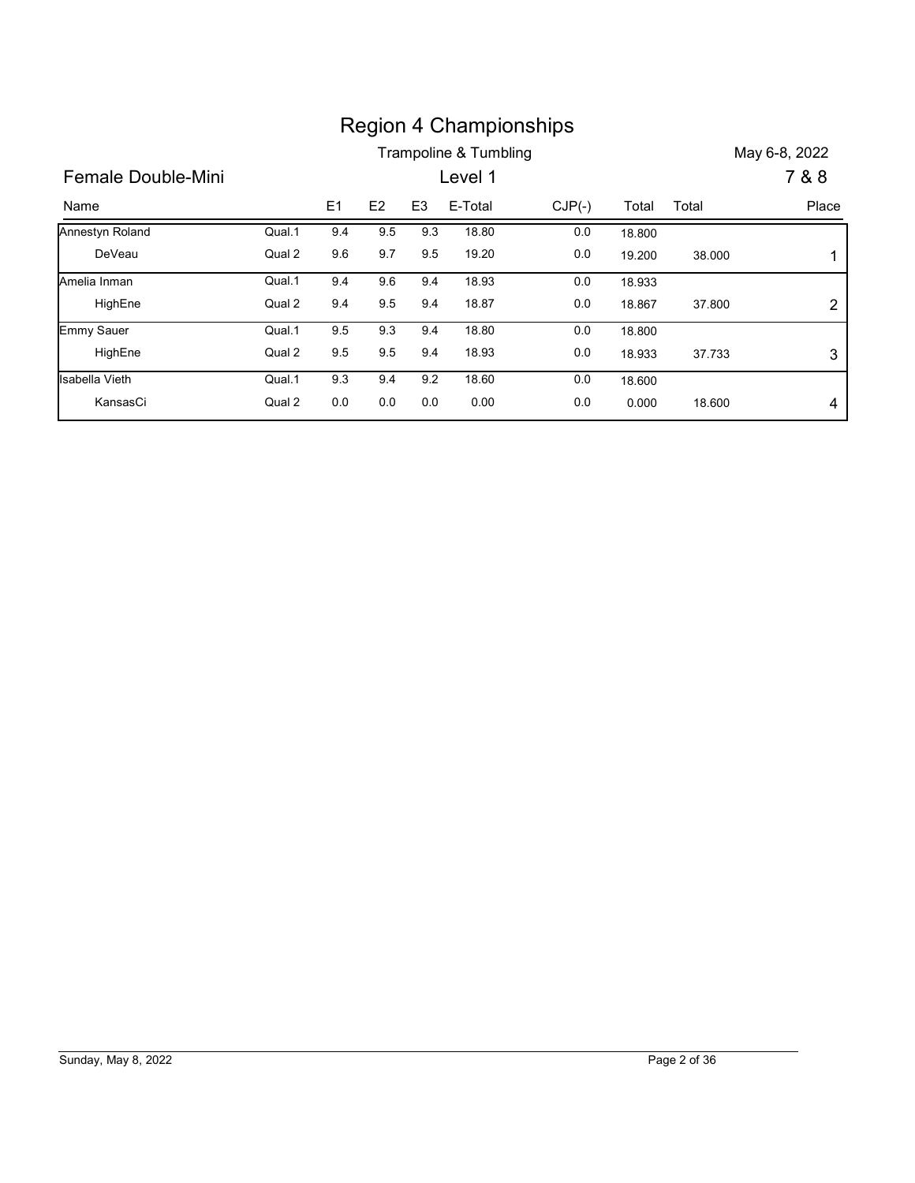# Region 4 Championships

## Trampoline & Tumbling

May 6-8, 2022

### Female Double-Mini — Level 1 — 7 & 8

| Name | | E1 | E2 | E3 | E-Total | CJP(-) | Total | Total | Place |
|---|---|---|---|---|---|---|---|---|---|
| Annestyn Roland | Qual.1 | 9.4 | 9.5 | 9.3 | 18.80 | 0.0 | 18.800 | | |
| DeVeau | Qual 2 | 9.6 | 9.7 | 9.5 | 19.20 | 0.0 | 19.200 | 38.000 | 1 |
| Amelia Inman | Qual.1 | 9.4 | 9.6 | 9.4 | 18.93 | 0.0 | 18.933 | | |
| HighEne | Qual 2 | 9.4 | 9.5 | 9.4 | 18.87 | 0.0 | 18.867 | 37.800 | 2 |
| Emmy Sauer | Qual.1 | 9.5 | 9.3 | 9.4 | 18.80 | 0.0 | 18.800 | | |
| HighEne | Qual 2 | 9.5 | 9.5 | 9.4 | 18.93 | 0.0 | 18.933 | 37.733 | 3 |
| Isabella Vieth | Qual.1 | 9.3 | 9.4 | 9.2 | 18.60 | 0.0 | 18.600 | | |
| KansasCi | Qual 2 | 0.0 | 0.0 | 0.0 | 0.00 | 0.0 | 0.000 | 18.600 | 4 |

Sunday, May 8, 2022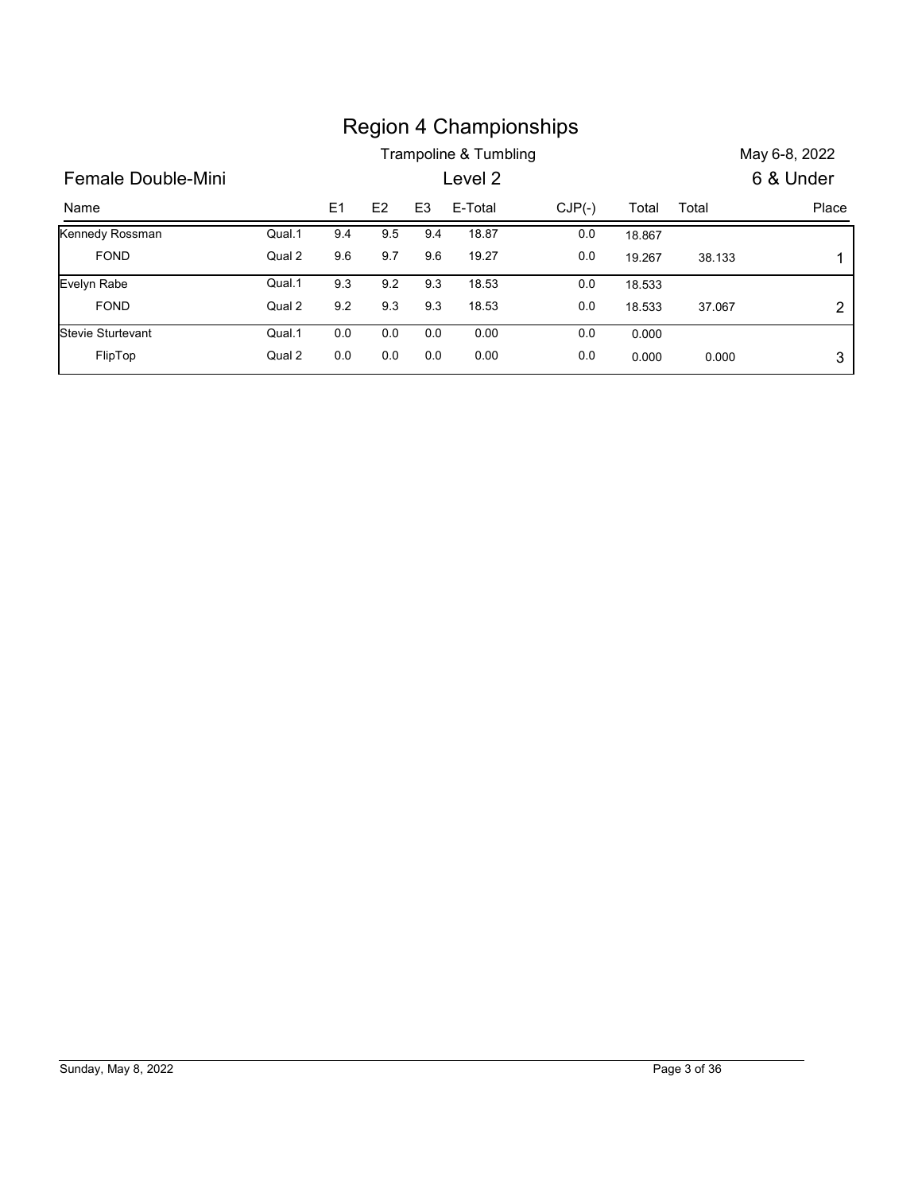# Region 4 Championships

Trampoline & Tumbling — May 6-8, 2022

## Female Double-Mini — Level 2 — 6 & Under

| Name | | E1 | E2 | E3 | E-Total | CJP(-) | Total | Total | Place |
|---|---|---|---|---|---|---|---|---|---|
| Kennedy Rossman | Qual.1 | 9.4 | 9.5 | 9.4 | 18.87 | 0.0 | 18.867 | | |
| FOND | Qual 2 | 9.6 | 9.7 | 9.6 | 19.27 | 0.0 | 19.267 | 38.133 | 1 |
| Evelyn Rabe | Qual.1 | 9.3 | 9.2 | 9.3 | 18.53 | 0.0 | 18.533 | | |
| FOND | Qual 2 | 9.2 | 9.3 | 9.3 | 18.53 | 0.0 | 18.533 | 37.067 | 2 |
| Stevie Sturtevant | Qual.1 | 0.0 | 0.0 | 0.0 | 0.00 | 0.0 | 0.000 | | |
| FlipTop | Qual 2 | 0.0 | 0.0 | 0.0 | 0.00 | 0.0 | 0.000 | 0.000 | 3 |

Sunday, May 8, 2022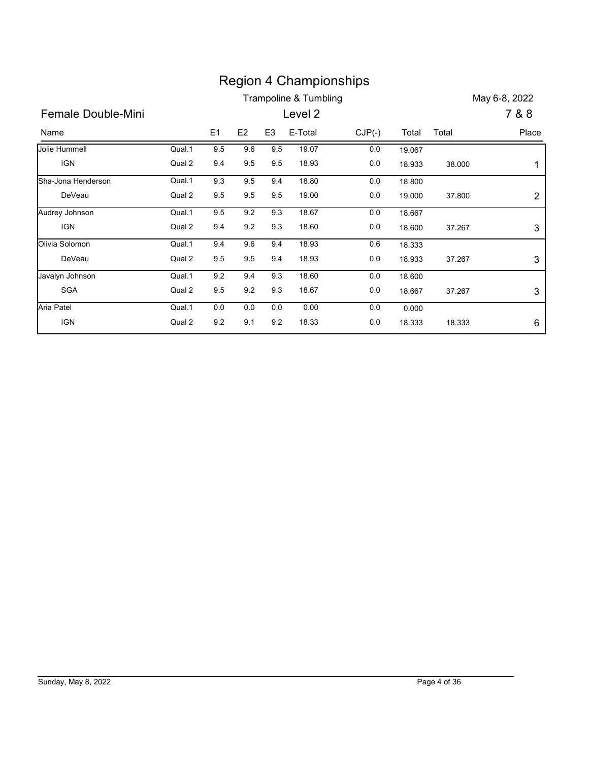# Region 4 Championships

Trampoline & Tumbling

May 6-8, 2022

## Female Double-Mini

Level 2

7 & 8

| Name | | E1 | E2 | E3 | E-Total | CJP(-) | Total | Total | Place |
|---|---|---|---|---|---|---|---|---|---|
| Jolie Hummell | Qual.1 | 9.5 | 9.6 | 9.5 | 19.07 | 0.0 | 19.067 | | |
| IGN | Qual 2 | 9.4 | 9.5 | 9.5 | 18.93 | 0.0 | 18.933 | 38.000 | 1 |
| Sha-Jona Henderson | Qual.1 | 9.3 | 9.5 | 9.4 | 18.80 | 0.0 | 18.800 | | |
| DeVeau | Qual 2 | 9.5 | 9.5 | 9.5 | 19.00 | 0.0 | 19.000 | 37.800 | 2 |
| Audrey Johnson | Qual.1 | 9.5 | 9.2 | 9.3 | 18.67 | 0.0 | 18.667 | | |
| IGN | Qual 2 | 9.4 | 9.2 | 9.3 | 18.60 | 0.0 | 18.600 | 37.267 | 3 |
| Olivia Solomon | Qual.1 | 9.4 | 9.6 | 9.4 | 18.93 | 0.6 | 18.333 | | |
| DeVeau | Qual 2 | 9.5 | 9.5 | 9.4 | 18.93 | 0.0 | 18.933 | 37.267 | 3 |
| Javalyn Johnson | Qual.1 | 9.2 | 9.4 | 9.3 | 18.60 | 0.0 | 18.600 | | |
| SGA | Qual 2 | 9.5 | 9.2 | 9.3 | 18.67 | 0.0 | 18.667 | 37.267 | 3 |
| Aria Patel | Qual.1 | 0.0 | 0.0 | 0.0 | 0.00 | 0.0 | 0.000 | | |
| IGN | Qual 2 | 9.2 | 9.1 | 9.2 | 18.33 | 0.0 | 18.333 | 18.333 | 6 |

Sunday, May 8, 2022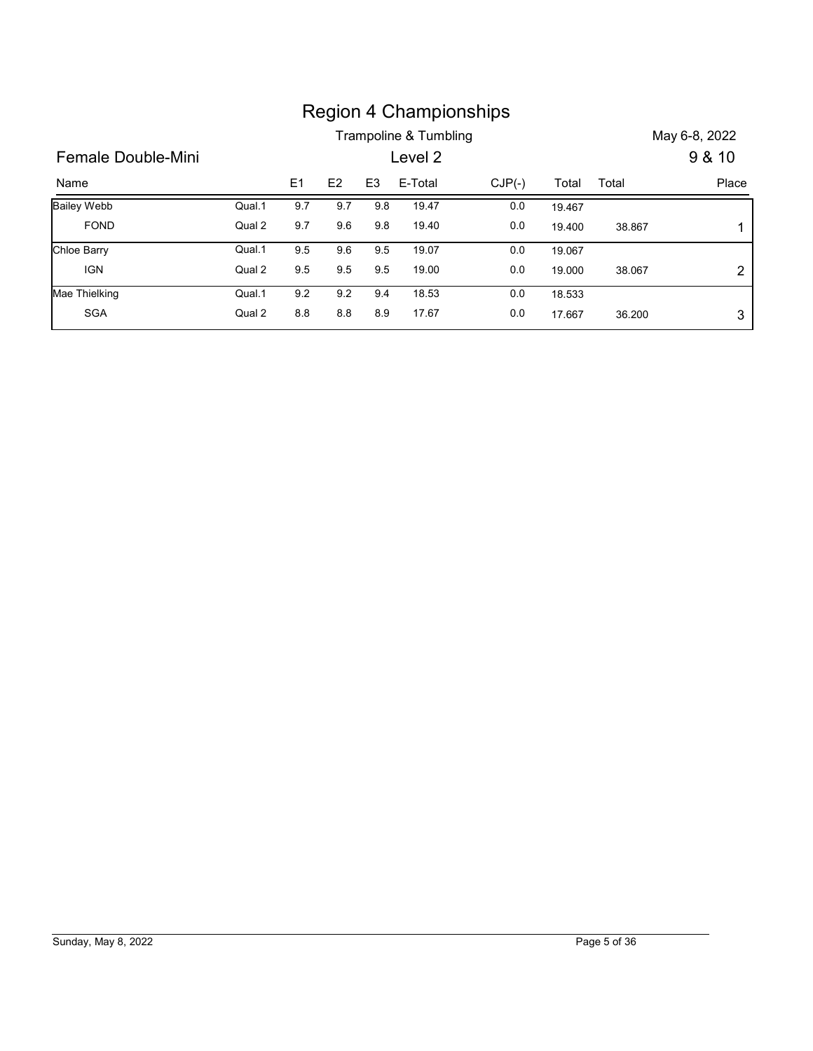# Region 4 Championships

Trampoline & Tumbling

May 6-8, 2022

## Female Double-Mini

Level 2

9 & 10

| Name | | E1 | E2 | E3 | E-Total | CJP(-) | Total | Total | Place |
|---|---|---|---|---|---|---|---|---|---|
| Bailey Webb | Qual.1 | 9.7 | 9.7 | 9.8 | 19.47 | 0.0 | 19.467 | | |
| FOND | Qual 2 | 9.7 | 9.6 | 9.8 | 19.40 | 0.0 | 19.400 | 38.867 | 1 |
| Chloe Barry | Qual.1 | 9.5 | 9.6 | 9.5 | 19.07 | 0.0 | 19.067 | | |
| IGN | Qual 2 | 9.5 | 9.5 | 9.5 | 19.00 | 0.0 | 19.000 | 38.067 | 2 |
| Mae Thielking | Qual.1 | 9.2 | 9.2 | 9.4 | 18.53 | 0.0 | 18.533 | | |
| SGA | Qual 2 | 8.8 | 8.8 | 8.9 | 17.67 | 0.0 | 17.667 | 36.200 | 3 |

Sunday, May 8, 2022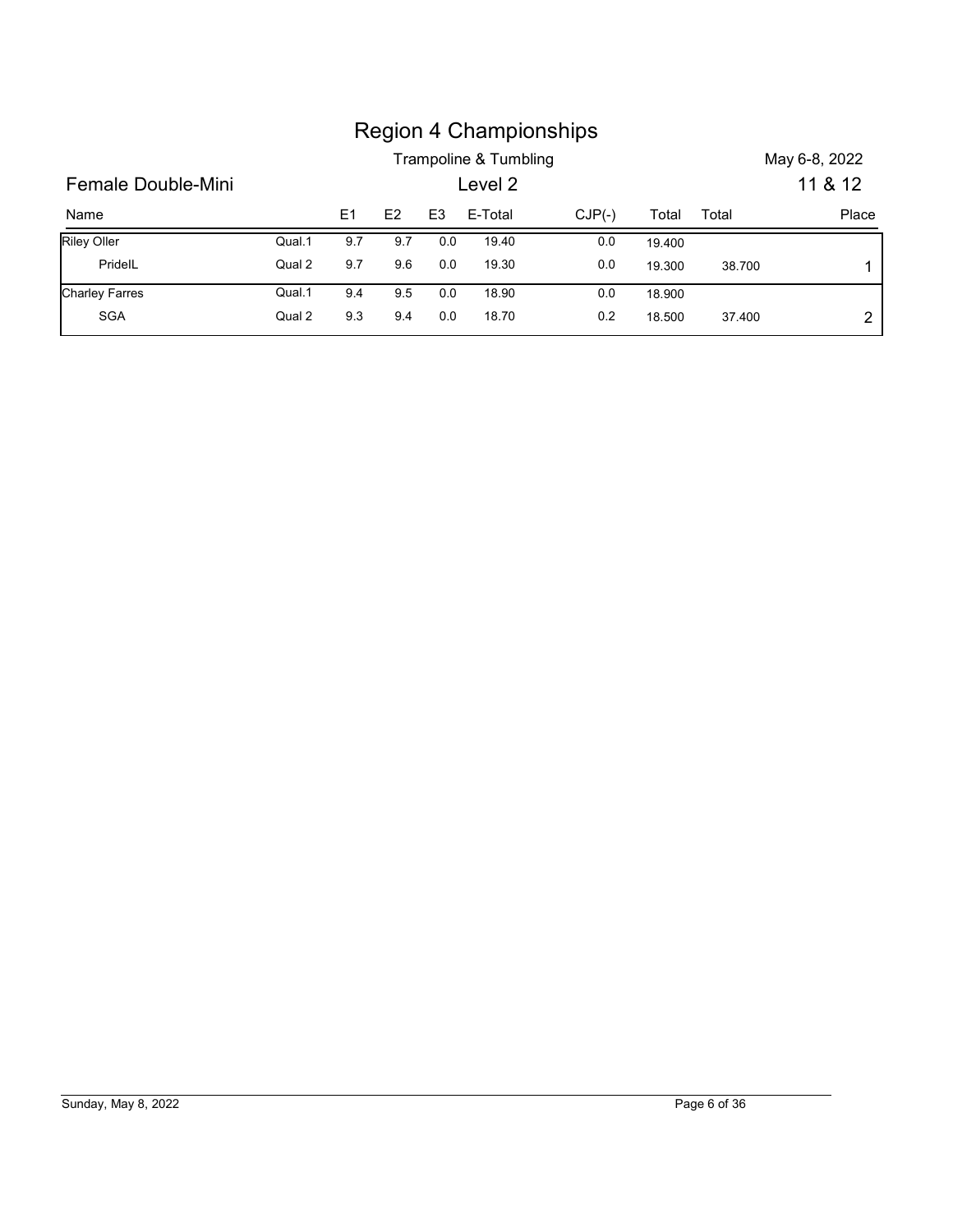# Region 4 Championships

Trampoline & Tumbling — May 6-8, 2022

## Female Double-Mini — Level 2 — 11 & 12

| Name | | E1 | E2 | E3 | E-Total | CJP(-) | Total | Total | Place |
|---|---|---|---|---|---|---|---|---|---|
| Riley Oller | Qual.1 | 9.7 | 9.7 | 0.0 | 19.40 | 0.0 | 19.400 | | |
| PrideIL | Qual 2 | 9.7 | 9.6 | 0.0 | 19.30 | 0.0 | 19.300 | 38.700 | 1 |
| Charley Farres | Qual.1 | 9.4 | 9.5 | 0.0 | 18.90 | 0.0 | 18.900 | | |
| SGA | Qual 2 | 9.3 | 9.4 | 0.0 | 18.70 | 0.2 | 18.500 | 37.400 | 2 |

Sunday, May 8, 2022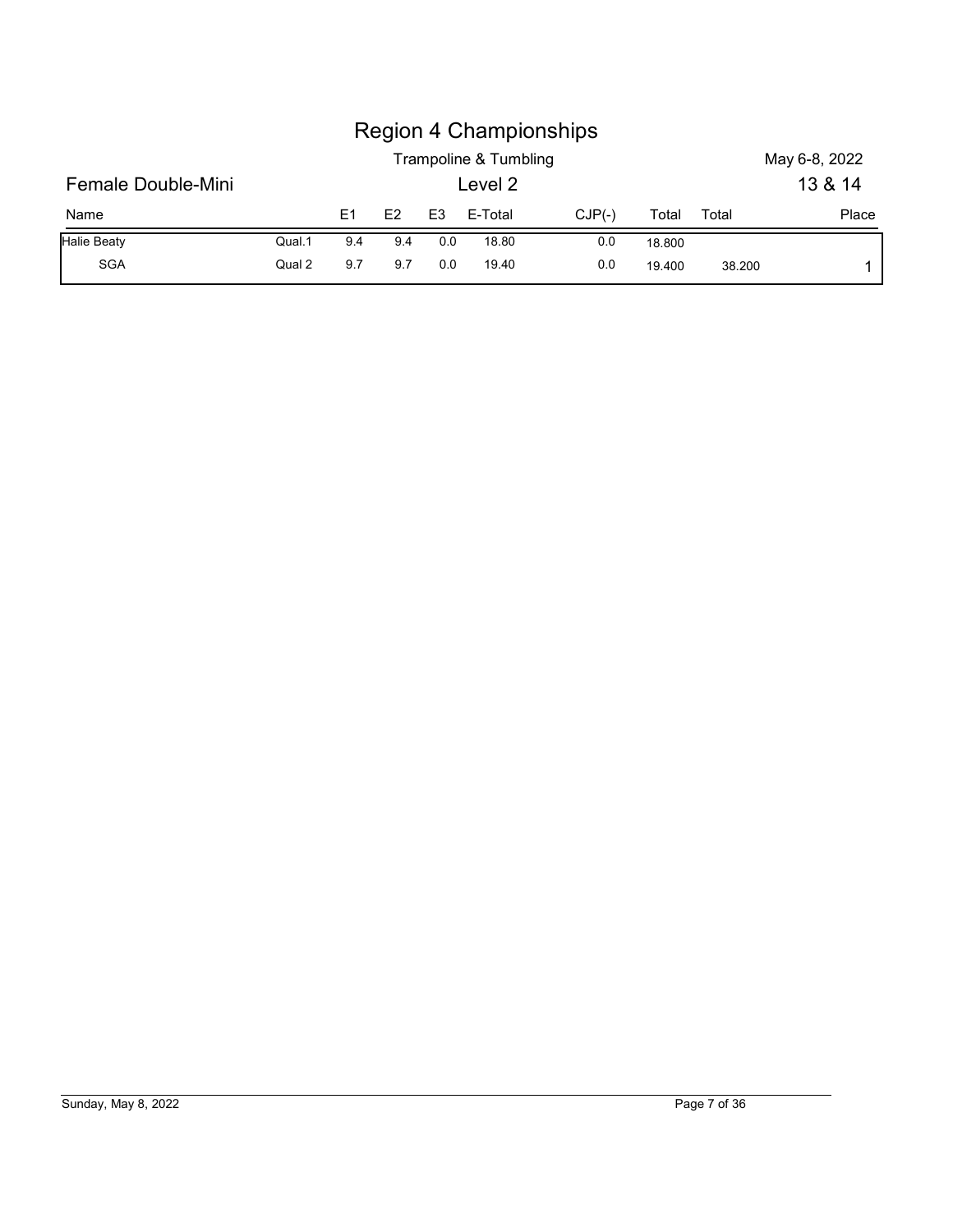# Region 4 Championships

Trampoline & Tumbling

May 6-8, 2022

## Female Double-Mini

Level 2

13 & 14

| Name | | E1 | E2 | E3 | E-Total | CJP(-) | Total | Total | Place |
|---|---|---|---|---|---|---|---|---|---|
| Halie Beaty | Qual.1 | 9.4 | 9.4 | 0.0 | 18.80 | 0.0 | 18.800 | | |
| SGA | Qual 2 | 9.7 | 9.7 | 0.0 | 19.40 | 0.0 | 19.400 | 38.200 | 1 |

Sunday, May 8, 2022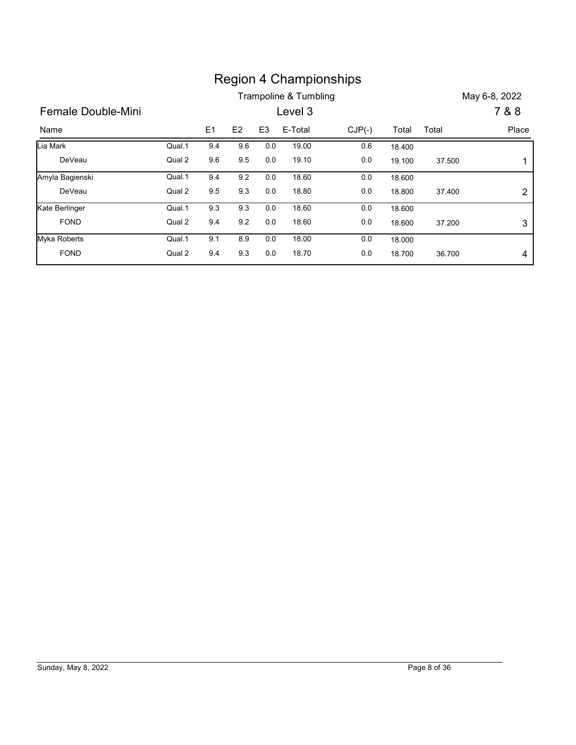# Region 4 Championships

Trampoline & Tumbling

May 6-8, 2022

## Female Double-Mini

Level 3

7 & 8

| Name | | E1 | E2 | E3 | E-Total | CJP(-) | Total | Total | Place |
|---|---|---|---|---|---|---|---|---|---|
| Lia Mark | Qual.1 | 9.4 | 9.6 | 0.0 | 19.00 | 0.6 | 18.400 | | |
| DeVeau | Qual 2 | 9.6 | 9.5 | 0.0 | 19.10 | 0.0 | 19.100 | 37.500 | 1 |
| Amyla Bagienski | Qual.1 | 9.4 | 9.2 | 0.0 | 18.60 | 0.0 | 18.600 | | |
| DeVeau | Qual 2 | 9.5 | 9.3 | 0.0 | 18.80 | 0.0 | 18.800 | 37.400 | 2 |
| Kate Berlinger | Qual.1 | 9.3 | 9.3 | 0.0 | 18.60 | 0.0 | 18.600 | | |
| FOND | Qual 2 | 9.4 | 9.2 | 0.0 | 18.60 | 0.0 | 18.600 | 37.200 | 3 |
| Myka Roberts | Qual.1 | 9.1 | 8.9 | 0.0 | 18.00 | 0.0 | 18.000 | | |
| FOND | Qual 2 | 9.4 | 9.3 | 0.0 | 18.70 | 0.0 | 18.700 | 36.700 | 4 |

Sunday, May 8, 2022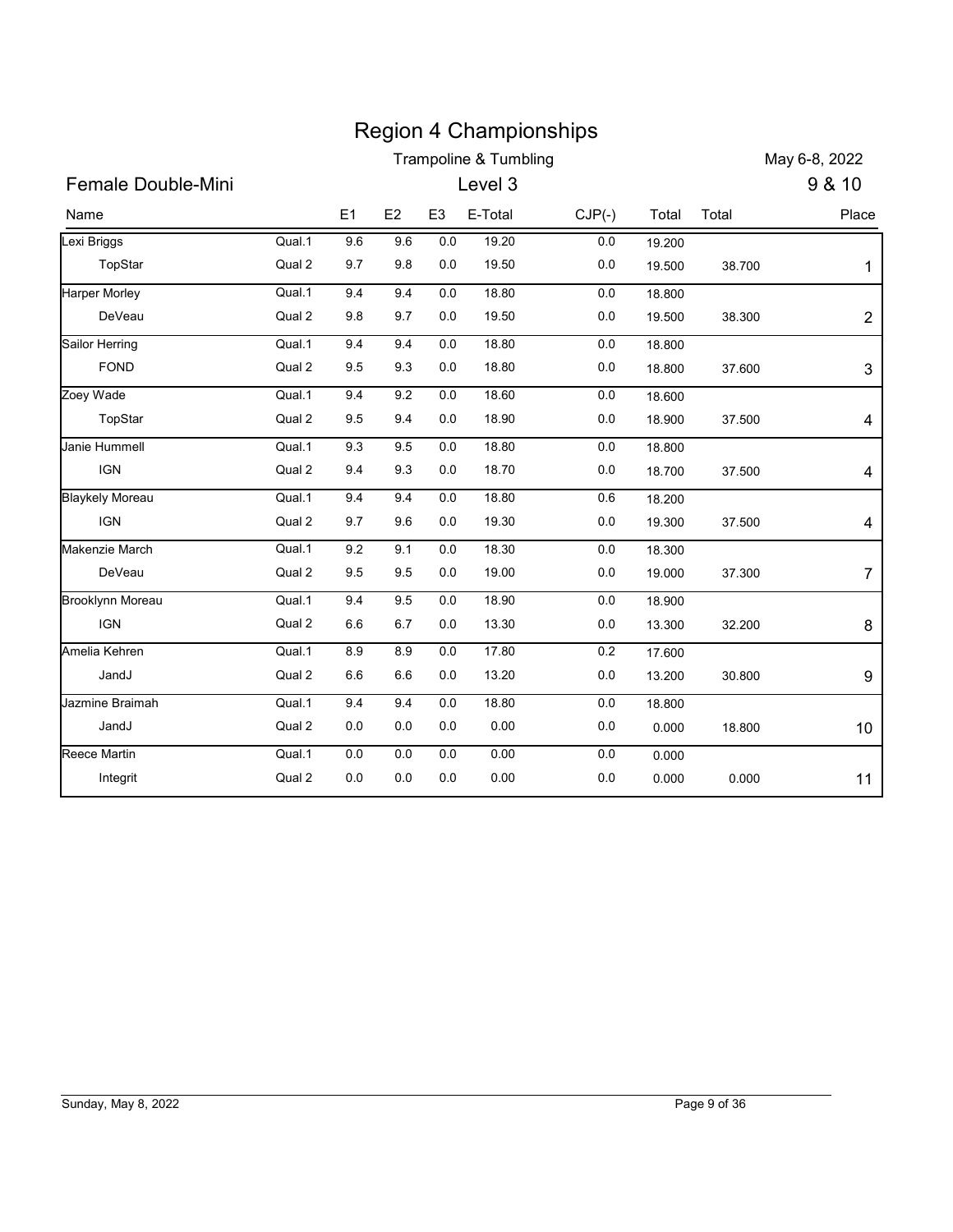# Region 4 Championships

Trampoline & Tumbling — May 6-8, 2022

## Female Double-Mini — Level 3 — 9 & 10

| Name | | E1 | E2 | E3 | E-Total | CJP(-) | Total | Total | Place |
|---|---|---|---|---|---|---|---|---|---|
| Lexi Briggs | Qual.1 | 9.6 | 9.6 | 0.0 | 19.20 | 0.0 | 19.200 | | |
| TopStar | Qual 2 | 9.7 | 9.8 | 0.0 | 19.50 | 0.0 | 19.500 | 38.700 | 1 |
| Harper Morley | Qual.1 | 9.4 | 9.4 | 0.0 | 18.80 | 0.0 | 18.800 | | |
| DeVeau | Qual 2 | 9.8 | 9.7 | 0.0 | 19.50 | 0.0 | 19.500 | 38.300 | 2 |
| Sailor Herring | Qual.1 | 9.4 | 9.4 | 0.0 | 18.80 | 0.0 | 18.800 | | |
| FOND | Qual 2 | 9.5 | 9.3 | 0.0 | 18.80 | 0.0 | 18.800 | 37.600 | 3 |
| Zoey Wade | Qual.1 | 9.4 | 9.2 | 0.0 | 18.60 | 0.0 | 18.600 | | |
| TopStar | Qual 2 | 9.5 | 9.4 | 0.0 | 18.90 | 0.0 | 18.900 | 37.500 | 4 |
| Janie Hummell | Qual.1 | 9.3 | 9.5 | 0.0 | 18.80 | 0.0 | 18.800 | | |
| IGN | Qual 2 | 9.4 | 9.3 | 0.0 | 18.70 | 0.0 | 18.700 | 37.500 | 4 |
| Blaykely Moreau | Qual.1 | 9.4 | 9.4 | 0.0 | 18.80 | 0.6 | 18.200 | | |
| IGN | Qual 2 | 9.7 | 9.6 | 0.0 | 19.30 | 0.0 | 19.300 | 37.500 | 4 |
| Makenzie March | Qual.1 | 9.2 | 9.1 | 0.0 | 18.30 | 0.0 | 18.300 | | |
| DeVeau | Qual 2 | 9.5 | 9.5 | 0.0 | 19.00 | 0.0 | 19.000 | 37.300 | 7 |
| Brooklynn Moreau | Qual.1 | 9.4 | 9.5 | 0.0 | 18.90 | 0.0 | 18.900 | | |
| IGN | Qual 2 | 6.6 | 6.7 | 0.0 | 13.30 | 0.0 | 13.300 | 32.200 | 8 |
| Amelia Kehren | Qual.1 | 8.9 | 8.9 | 0.0 | 17.80 | 0.2 | 17.600 | | |
| JandJ | Qual 2 | 6.6 | 6.6 | 0.0 | 13.20 | 0.0 | 13.200 | 30.800 | 9 |
| Jazmine Braimah | Qual.1 | 9.4 | 9.4 | 0.0 | 18.80 | 0.0 | 18.800 | | |
| JandJ | Qual 2 | 0.0 | 0.0 | 0.0 | 0.00 | 0.0 | 0.000 | 18.800 | 10 |
| Reece Martin | Qual.1 | 0.0 | 0.0 | 0.0 | 0.00 | 0.0 | 0.000 | | |
| Integrit | Qual 2 | 0.0 | 0.0 | 0.0 | 0.00 | 0.0 | 0.000 | 0.000 | 11 |

Sunday, May 8, 2022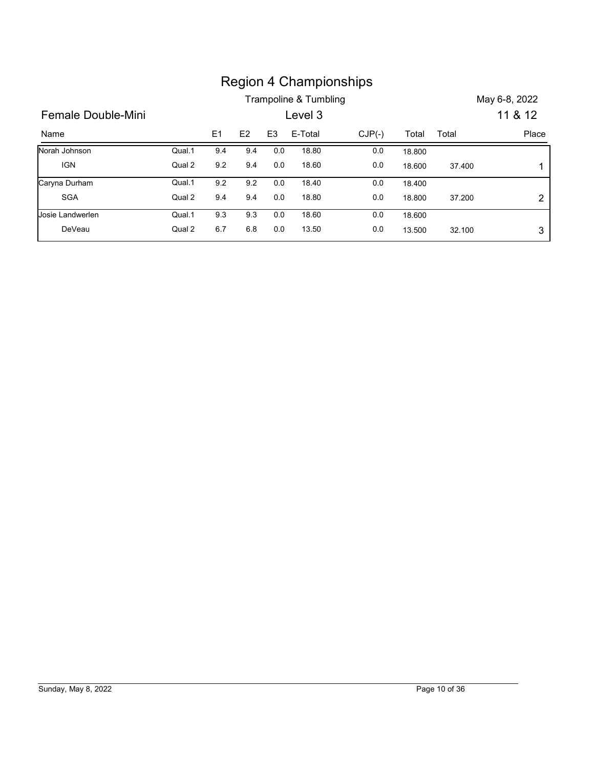# Region 4 Championships

Trampoline & Tumbling — May 6-8, 2022

## Female Double-Mini — Level 3 — 11 & 12

| Name | | E1 | E2 | E3 | E-Total | CJP(-) | Total | Total | Place |
|---|---|---|---|---|---|---|---|---|---|
| Norah Johnson | Qual.1 | 9.4 | 9.4 | 0.0 | 18.80 | 0.0 | 18.800 | | |
| IGN | Qual 2 | 9.2 | 9.4 | 0.0 | 18.60 | 0.0 | 18.600 | 37.400 | 1 |
| Caryna Durham | Qual.1 | 9.2 | 9.2 | 0.0 | 18.40 | 0.0 | 18.400 | | |
| SGA | Qual 2 | 9.4 | 9.4 | 0.0 | 18.80 | 0.0 | 18.800 | 37.200 | 2 |
| Josie Landwerlen | Qual.1 | 9.3 | 9.3 | 0.0 | 18.60 | 0.0 | 18.600 | | |
| DeVeau | Qual 2 | 6.7 | 6.8 | 0.0 | 13.50 | 0.0 | 13.500 | 32.100 | 3 |

Sunday, May 8, 2022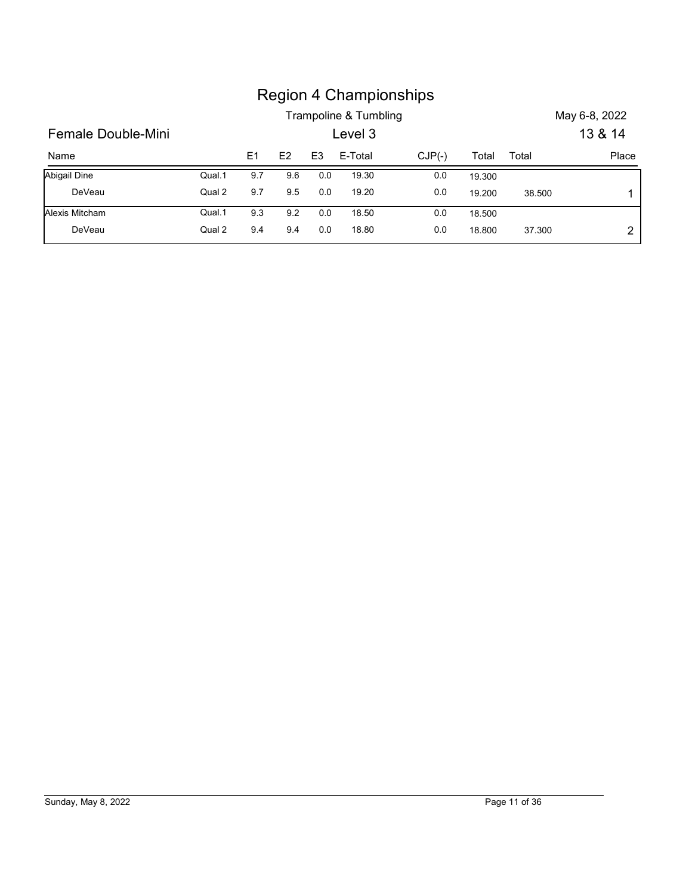# Region 4 Championships

Trampoline & Tumbling — May 6-8, 2022

## Female Double-Mini

Level 3 — 13 & 14

| Name | | E1 | E2 | E3 | E-Total | CJP(-) | Total | Total | Place |
|---|---|---|---|---|---|---|---|---|---|
| Abigail Dine | Qual.1 | 9.7 | 9.6 | 0.0 | 19.30 | 0.0 | 19.300 | | |
| DeVeau | Qual 2 | 9.7 | 9.5 | 0.0 | 19.20 | 0.0 | 19.200 | 38.500 | 1 |
| Alexis Mitcham | Qual.1 | 9.3 | 9.2 | 0.0 | 18.50 | 0.0 | 18.500 | | |
| DeVeau | Qual 2 | 9.4 | 9.4 | 0.0 | 18.80 | 0.0 | 18.800 | 37.300 | 2 |

Sunday, May 8, 2022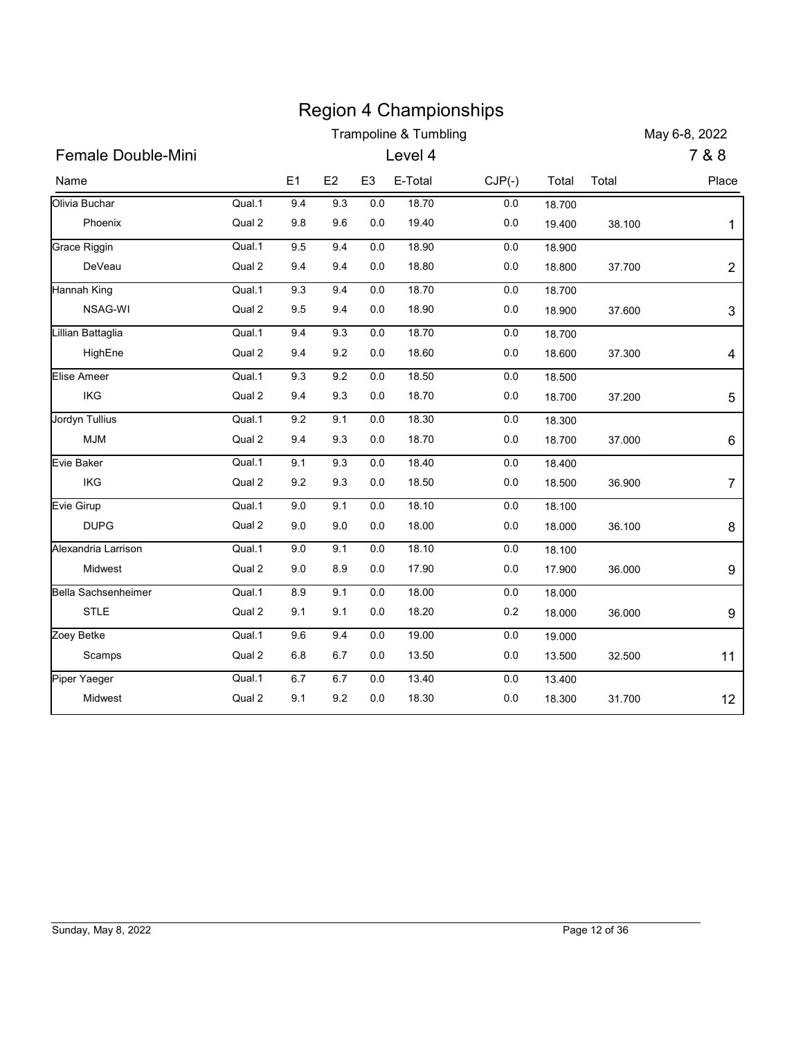# Region 4 Championships

## Trampoline & Tumbling

May 6-8, 2022

## Female Double-Mini

Level 4

7 & 8

| Name | | E1 | E2 | E3 | E-Total | CJP(-) | Total | Total | Place |
|---|---|---|---|---|---|---|---|---|---|
| Olivia Buchar | Qual.1 | 9.4 | 9.3 | 0.0 | 18.70 | 0.0 | 18.700 | | |
| Phoenix | Qual 2 | 9.8 | 9.6 | 0.0 | 19.40 | 0.0 | 19.400 | 38.100 | 1 |
| Grace Riggin | Qual.1 | 9.5 | 9.4 | 0.0 | 18.90 | 0.0 | 18.900 | | |
| DeVeau | Qual 2 | 9.4 | 9.4 | 0.0 | 18.80 | 0.0 | 18.800 | 37.700 | 2 |
| Hannah King | Qual.1 | 9.3 | 9.4 | 0.0 | 18.70 | 0.0 | 18.700 | | |
| NSAG-WI | Qual 2 | 9.5 | 9.4 | 0.0 | 18.90 | 0.0 | 18.900 | 37.600 | 3 |
| Lillian Battaglia | Qual.1 | 9.4 | 9.3 | 0.0 | 18.70 | 0.0 | 18.700 | | |
| HighEne | Qual 2 | 9.4 | 9.2 | 0.0 | 18.60 | 0.0 | 18.600 | 37.300 | 4 |
| Elise Ameer | Qual.1 | 9.3 | 9.2 | 0.0 | 18.50 | 0.0 | 18.500 | | |
| IKG | Qual 2 | 9.4 | 9.3 | 0.0 | 18.70 | 0.0 | 18.700 | 37.200 | 5 |
| Jordyn Tullius | Qual.1 | 9.2 | 9.1 | 0.0 | 18.30 | 0.0 | 18.300 | | |
| MJM | Qual 2 | 9.4 | 9.3 | 0.0 | 18.70 | 0.0 | 18.700 | 37.000 | 6 |
| Evie Baker | Qual.1 | 9.1 | 9.3 | 0.0 | 18.40 | 0.0 | 18.400 | | |
| IKG | Qual 2 | 9.2 | 9.3 | 0.0 | 18.50 | 0.0 | 18.500 | 36.900 | 7 |
| Evie Girup | Qual.1 | 9.0 | 9.1 | 0.0 | 18.10 | 0.0 | 18.100 | | |
| DUPG | Qual 2 | 9.0 | 9.0 | 0.0 | 18.00 | 0.0 | 18.000 | 36.100 | 8 |
| Alexandria Larrison | Qual.1 | 9.0 | 9.1 | 0.0 | 18.10 | 0.0 | 18.100 | | |
| Midwest | Qual 2 | 9.0 | 8.9 | 0.0 | 17.90 | 0.0 | 17.900 | 36.000 | 9 |
| Bella Sachsenheimer | Qual.1 | 8.9 | 9.1 | 0.0 | 18.00 | 0.0 | 18.000 | | |
| STLE | Qual 2 | 9.1 | 9.1 | 0.0 | 18.20 | 0.2 | 18.000 | 36.000 | 9 |
| Zoey Betke | Qual.1 | 9.6 | 9.4 | 0.0 | 19.00 | 0.0 | 19.000 | | |
| Scamps | Qual 2 | 6.8 | 6.7 | 0.0 | 13.50 | 0.0 | 13.500 | 32.500 | 11 |
| Piper Yaeger | Qual.1 | 6.7 | 6.7 | 0.0 | 13.40 | 0.0 | 13.400 | | |
| Midwest | Qual 2 | 9.1 | 9.2 | 0.0 | 18.30 | 0.0 | 18.300 | 31.700 | 12 |

Sunday, May 8, 2022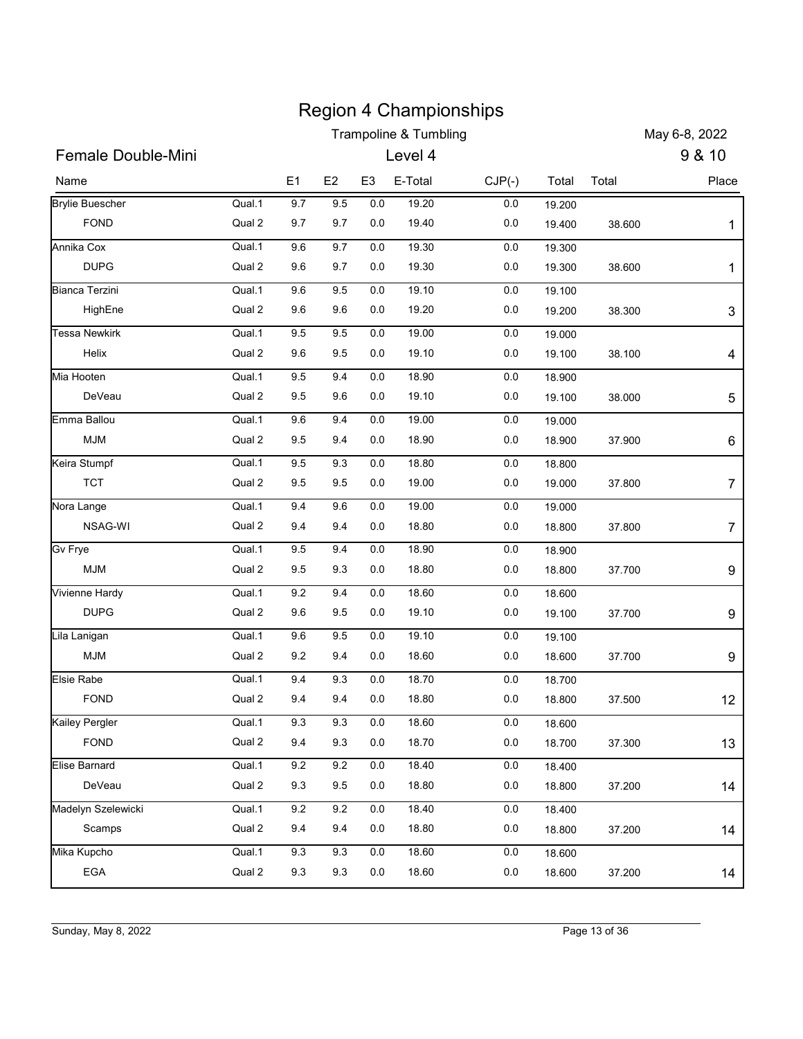# Region 4 Championships

Trampoline & Tumbling

May 6-8, 2022

## Female Double-Mini

Level 4

9 & 10

| Name | | E1 | E2 | E3 | E-Total | CJP(-) | Total | Total | Place |
|---|---|---|---|---|---|---|---|---|---|
| Brylie Buescher | Qual.1 | 9.7 | 9.5 | 0.0 | 19.20 | 0.0 | 19.200 | | |
| FOND | Qual 2 | 9.7 | 9.7 | 0.0 | 19.40 | 0.0 | 19.400 | 38.600 | 1 |
| Annika Cox | Qual.1 | 9.6 | 9.7 | 0.0 | 19.30 | 0.0 | 19.300 | | |
| DUPG | Qual 2 | 9.6 | 9.7 | 0.0 | 19.30 | 0.0 | 19.300 | 38.600 | 1 |
| Bianca Terzini | Qual.1 | 9.6 | 9.5 | 0.0 | 19.10 | 0.0 | 19.100 | | |
| HighEne | Qual 2 | 9.6 | 9.6 | 0.0 | 19.20 | 0.0 | 19.200 | 38.300 | 3 |
| Tessa Newkirk | Qual.1 | 9.5 | 9.5 | 0.0 | 19.00 | 0.0 | 19.000 | | |
| Helix | Qual 2 | 9.6 | 9.5 | 0.0 | 19.10 | 0.0 | 19.100 | 38.100 | 4 |
| Mia Hooten | Qual.1 | 9.5 | 9.4 | 0.0 | 18.90 | 0.0 | 18.900 | | |
| DeVeau | Qual 2 | 9.5 | 9.6 | 0.0 | 19.10 | 0.0 | 19.100 | 38.000 | 5 |
| Emma Ballou | Qual.1 | 9.6 | 9.4 | 0.0 | 19.00 | 0.0 | 19.000 | | |
| MJM | Qual 2 | 9.5 | 9.4 | 0.0 | 18.90 | 0.0 | 18.900 | 37.900 | 6 |
| Keira Stumpf | Qual.1 | 9.5 | 9.3 | 0.0 | 18.80 | 0.0 | 18.800 | | |
| TCT | Qual 2 | 9.5 | 9.5 | 0.0 | 19.00 | 0.0 | 19.000 | 37.800 | 7 |
| Nora Lange | Qual.1 | 9.4 | 9.6 | 0.0 | 19.00 | 0.0 | 19.000 | | |
| NSAG-WI | Qual 2 | 9.4 | 9.4 | 0.0 | 18.80 | 0.0 | 18.800 | 37.800 | 7 |
| Gv Frye | Qual.1 | 9.5 | 9.4 | 0.0 | 18.90 | 0.0 | 18.900 | | |
| MJM | Qual 2 | 9.5 | 9.3 | 0.0 | 18.80 | 0.0 | 18.800 | 37.700 | 9 |
| Vivienne Hardy | Qual.1 | 9.2 | 9.4 | 0.0 | 18.60 | 0.0 | 18.600 | | |
| DUPG | Qual 2 | 9.6 | 9.5 | 0.0 | 19.10 | 0.0 | 19.100 | 37.700 | 9 |
| Lila Lanigan | Qual.1 | 9.6 | 9.5 | 0.0 | 19.10 | 0.0 | 19.100 | | |
| MJM | Qual 2 | 9.2 | 9.4 | 0.0 | 18.60 | 0.0 | 18.600 | 37.700 | 9 |
| Elsie Rabe | Qual.1 | 9.4 | 9.3 | 0.0 | 18.70 | 0.0 | 18.700 | | |
| FOND | Qual 2 | 9.4 | 9.4 | 0.0 | 18.80 | 0.0 | 18.800 | 37.500 | 12 |
| Kailey Pergler | Qual.1 | 9.3 | 9.3 | 0.0 | 18.60 | 0.0 | 18.600 | | |
| FOND | Qual 2 | 9.4 | 9.3 | 0.0 | 18.70 | 0.0 | 18.700 | 37.300 | 13 |
| Elise Barnard | Qual.1 | 9.2 | 9.2 | 0.0 | 18.40 | 0.0 | 18.400 | | |
| DeVeau | Qual 2 | 9.3 | 9.5 | 0.0 | 18.80 | 0.0 | 18.800 | 37.200 | 14 |
| Madelyn Szelewicki | Qual.1 | 9.2 | 9.2 | 0.0 | 18.40 | 0.0 | 18.400 | | |
| Scamps | Qual 2 | 9.4 | 9.4 | 0.0 | 18.80 | 0.0 | 18.800 | 37.200 | 14 |
| Mika Kupcho | Qual.1 | 9.3 | 9.3 | 0.0 | 18.60 | 0.0 | 18.600 | | |
| EGA | Qual 2 | 9.3 | 9.3 | 0.0 | 18.60 | 0.0 | 18.600 | 37.200 | 14 |

Sunday, May 8, 2022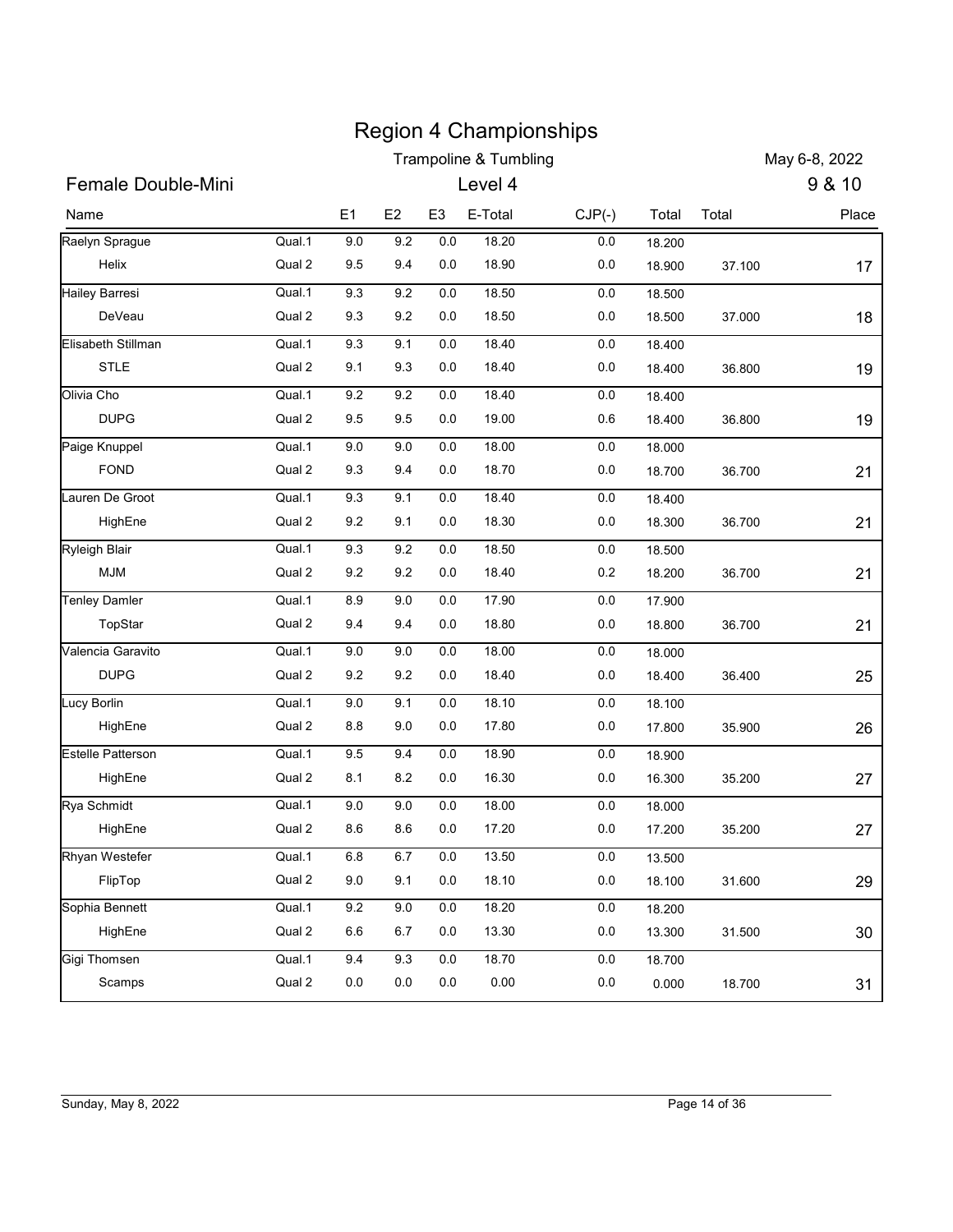# Region 4 Championships

Trampoline & Tumbling

May 6-8, 2022

## Female Double-Mini

Level 4

9 & 10

| Name | | E1 | E2 | E3 | E-Total | CJP(-) | Total | Total | Place |
|---|---|---|---|---|---|---|---|---|---|
| Raelyn Sprague | Qual.1 | 9.0 | 9.2 | 0.0 | 18.20 | 0.0 | 18.200 | | |
| Helix | Qual 2 | 9.5 | 9.4 | 0.0 | 18.90 | 0.0 | 18.900 | 37.100 | 17 |
| Hailey Barresi | Qual.1 | 9.3 | 9.2 | 0.0 | 18.50 | 0.0 | 18.500 | | |
| DeVeau | Qual 2 | 9.3 | 9.2 | 0.0 | 18.50 | 0.0 | 18.500 | 37.000 | 18 |
| Elisabeth Stillman | Qual.1 | 9.3 | 9.1 | 0.0 | 18.40 | 0.0 | 18.400 | | |
| STLE | Qual 2 | 9.1 | 9.3 | 0.0 | 18.40 | 0.0 | 18.400 | 36.800 | 19 |
| Olivia Cho | Qual.1 | 9.2 | 9.2 | 0.0 | 18.40 | 0.0 | 18.400 | | |
| DUPG | Qual 2 | 9.5 | 9.5 | 0.0 | 19.00 | 0.6 | 18.400 | 36.800 | 19 |
| Paige Knuppel | Qual.1 | 9.0 | 9.0 | 0.0 | 18.00 | 0.0 | 18.000 | | |
| FOND | Qual 2 | 9.3 | 9.4 | 0.0 | 18.70 | 0.0 | 18.700 | 36.700 | 21 |
| Lauren De Groot | Qual.1 | 9.3 | 9.1 | 0.0 | 18.40 | 0.0 | 18.400 | | |
| HighEne | Qual 2 | 9.2 | 9.1 | 0.0 | 18.30 | 0.0 | 18.300 | 36.700 | 21 |
| Ryleigh Blair | Qual.1 | 9.3 | 9.2 | 0.0 | 18.50 | 0.0 | 18.500 | | |
| MJM | Qual 2 | 9.2 | 9.2 | 0.0 | 18.40 | 0.2 | 18.200 | 36.700 | 21 |
| Tenley Damler | Qual.1 | 8.9 | 9.0 | 0.0 | 17.90 | 0.0 | 17.900 | | |
| TopStar | Qual 2 | 9.4 | 9.4 | 0.0 | 18.80 | 0.0 | 18.800 | 36.700 | 21 |
| Valencia Garavito | Qual.1 | 9.0 | 9.0 | 0.0 | 18.00 | 0.0 | 18.000 | | |
| DUPG | Qual 2 | 9.2 | 9.2 | 0.0 | 18.40 | 0.0 | 18.400 | 36.400 | 25 |
| Lucy Borlin | Qual.1 | 9.0 | 9.1 | 0.0 | 18.10 | 0.0 | 18.100 | | |
| HighEne | Qual 2 | 8.8 | 9.0 | 0.0 | 17.80 | 0.0 | 17.800 | 35.900 | 26 |
| Estelle Patterson | Qual.1 | 9.5 | 9.4 | 0.0 | 18.90 | 0.0 | 18.900 | | |
| HighEne | Qual 2 | 8.1 | 8.2 | 0.0 | 16.30 | 0.0 | 16.300 | 35.200 | 27 |
| Rya Schmidt | Qual.1 | 9.0 | 9.0 | 0.0 | 18.00 | 0.0 | 18.000 | | |
| HighEne | Qual 2 | 8.6 | 8.6 | 0.0 | 17.20 | 0.0 | 17.200 | 35.200 | 27 |
| Rhyan Westefer | Qual.1 | 6.8 | 6.7 | 0.0 | 13.50 | 0.0 | 13.500 | | |
| FlipTop | Qual 2 | 9.0 | 9.1 | 0.0 | 18.10 | 0.0 | 18.100 | 31.600 | 29 |
| Sophia Bennett | Qual.1 | 9.2 | 9.0 | 0.0 | 18.20 | 0.0 | 18.200 | | |
| HighEne | Qual 2 | 6.6 | 6.7 | 0.0 | 13.30 | 0.0 | 13.300 | 31.500 | 30 |
| Gigi Thomsen | Qual.1 | 9.4 | 9.3 | 0.0 | 18.70 | 0.0 | 18.700 | | |
| Scamps | Qual 2 | 0.0 | 0.0 | 0.0 | 0.00 | 0.0 | 0.000 | 18.700 | 31 |

Sunday, May 8, 2022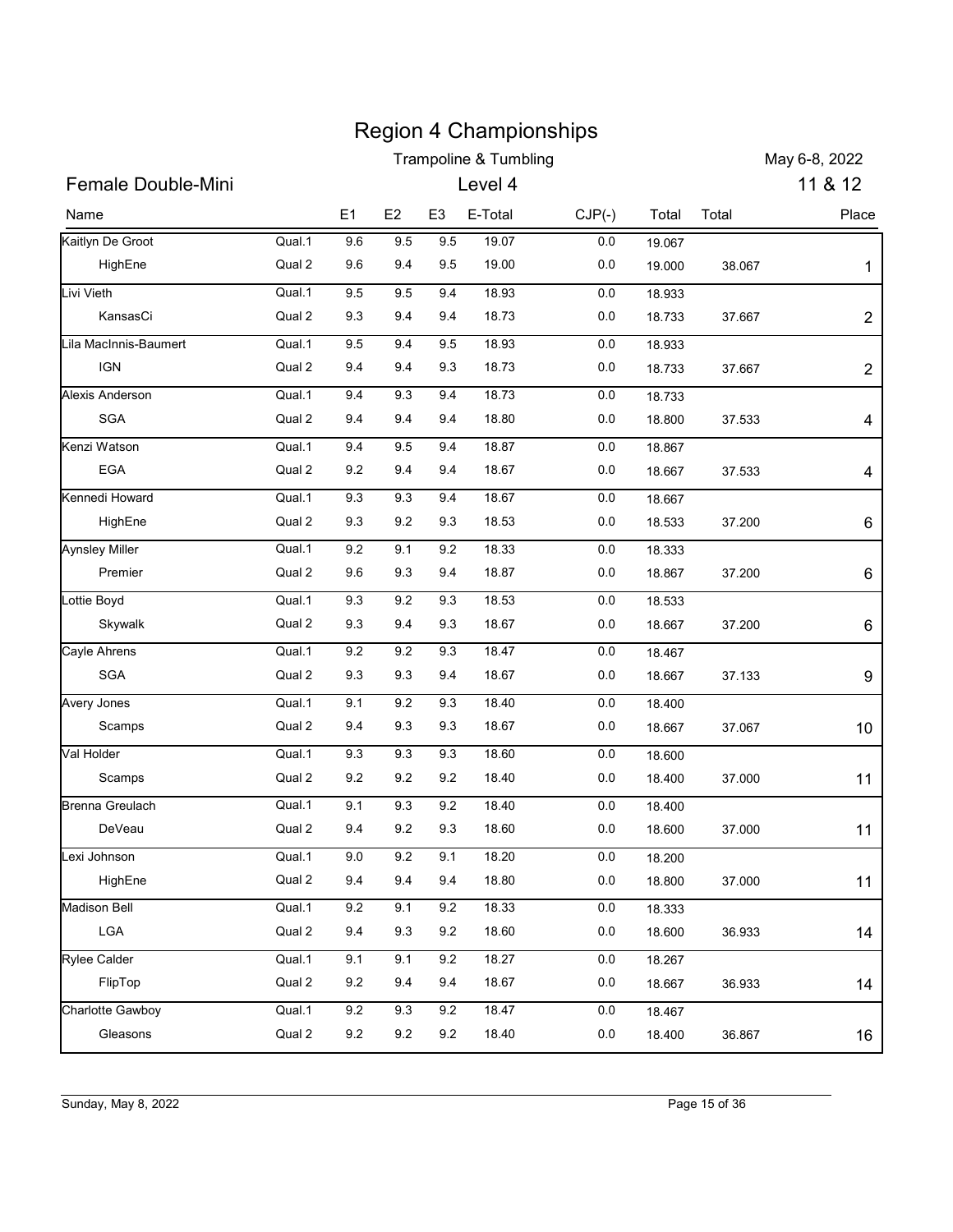# Region 4 Championships

## Trampoline & Tumbling

May 6-8, 2022

### Female Double-Mini — Level 4 — 11 & 12

| Name | | E1 | E2 | E3 | E-Total | CJP(-) | Total | Total | Place |
|---|---|---|---|---|---|---|---|---|---|
| Kaitlyn De Groot | Qual.1 | 9.6 | 9.5 | 9.5 | 19.07 | 0.0 | 19.067 | | |
| HighEne | Qual 2 | 9.6 | 9.4 | 9.5 | 19.00 | 0.0 | 19.000 | 38.067 | 1 |
| Livi Vieth | Qual.1 | 9.5 | 9.5 | 9.4 | 18.93 | 0.0 | 18.933 | | |
| KansasCi | Qual 2 | 9.3 | 9.4 | 9.4 | 18.73 | 0.0 | 18.733 | 37.667 | 2 |
| Lila MacInnis-Baumert | Qual.1 | 9.5 | 9.4 | 9.5 | 18.93 | 0.0 | 18.933 | | |
| IGN | Qual 2 | 9.4 | 9.4 | 9.3 | 18.73 | 0.0 | 18.733 | 37.667 | 2 |
| Alexis Anderson | Qual.1 | 9.4 | 9.3 | 9.4 | 18.73 | 0.0 | 18.733 | | |
| SGA | Qual 2 | 9.4 | 9.4 | 9.4 | 18.80 | 0.0 | 18.800 | 37.533 | 4 |
| Kenzi Watson | Qual.1 | 9.4 | 9.5 | 9.4 | 18.87 | 0.0 | 18.867 | | |
| EGA | Qual 2 | 9.2 | 9.4 | 9.4 | 18.67 | 0.0 | 18.667 | 37.533 | 4 |
| Kennedi Howard | Qual.1 | 9.3 | 9.3 | 9.4 | 18.67 | 0.0 | 18.667 | | |
| HighEne | Qual 2 | 9.3 | 9.2 | 9.3 | 18.53 | 0.0 | 18.533 | 37.200 | 6 |
| Aynsley Miller | Qual.1 | 9.2 | 9.1 | 9.2 | 18.33 | 0.0 | 18.333 | | |
| Premier | Qual 2 | 9.6 | 9.3 | 9.4 | 18.87 | 0.0 | 18.867 | 37.200 | 6 |
| Lottie Boyd | Qual.1 | 9.3 | 9.2 | 9.3 | 18.53 | 0.0 | 18.533 | | |
| Skywalk | Qual 2 | 9.3 | 9.4 | 9.3 | 18.67 | 0.0 | 18.667 | 37.200 | 6 |
| Cayle Ahrens | Qual.1 | 9.2 | 9.2 | 9.3 | 18.47 | 0.0 | 18.467 | | |
| SGA | Qual 2 | 9.3 | 9.3 | 9.4 | 18.67 | 0.0 | 18.667 | 37.133 | 9 |
| Avery Jones | Qual.1 | 9.1 | 9.2 | 9.3 | 18.40 | 0.0 | 18.400 | | |
| Scamps | Qual 2 | 9.4 | 9.3 | 9.3 | 18.67 | 0.0 | 18.667 | 37.067 | 10 |
| Val Holder | Qual.1 | 9.3 | 9.3 | 9.3 | 18.60 | 0.0 | 18.600 | | |
| Scamps | Qual 2 | 9.2 | 9.2 | 9.2 | 18.40 | 0.0 | 18.400 | 37.000 | 11 |
| Brenna Greulach | Qual.1 | 9.1 | 9.3 | 9.2 | 18.40 | 0.0 | 18.400 | | |
| DeVeau | Qual 2 | 9.4 | 9.2 | 9.3 | 18.60 | 0.0 | 18.600 | 37.000 | 11 |
| Lexi Johnson | Qual.1 | 9.0 | 9.2 | 9.1 | 18.20 | 0.0 | 18.200 | | |
| HighEne | Qual 2 | 9.4 | 9.4 | 9.4 | 18.80 | 0.0 | 18.800 | 37.000 | 11 |
| Madison Bell | Qual.1 | 9.2 | 9.1 | 9.2 | 18.33 | 0.0 | 18.333 | | |
| LGA | Qual 2 | 9.4 | 9.3 | 9.2 | 18.60 | 0.0 | 18.600 | 36.933 | 14 |
| Rylee Calder | Qual.1 | 9.1 | 9.1 | 9.2 | 18.27 | 0.0 | 18.267 | | |
| FlipTop | Qual 2 | 9.2 | 9.4 | 9.4 | 18.67 | 0.0 | 18.667 | 36.933 | 14 |
| Charlotte Gawboy | Qual.1 | 9.2 | 9.3 | 9.2 | 18.47 | 0.0 | 18.467 | | |
| Gleasons | Qual 2 | 9.2 | 9.2 | 9.2 | 18.40 | 0.0 | 18.400 | 36.867 | 16 |

Sunday, May 8, 2022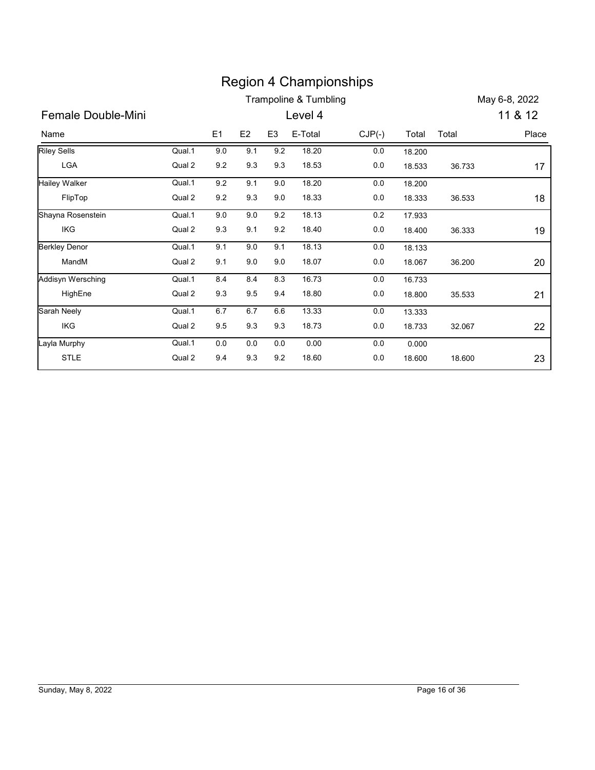# Region 4 Championships

Trampoline & Tumbling

May 6-8, 2022

## Female Double-Mini

Level 4

11 & 12

| Name | | E1 | E2 | E3 | E-Total | CJP(-) | Total | Total | Place |
|---|---|---|---|---|---|---|---|---|---|
| Riley Sells | Qual.1 | 9.0 | 9.1 | 9.2 | 18.20 | 0.0 | 18.200 | | |
| LGA | Qual 2 | 9.2 | 9.3 | 9.3 | 18.53 | 0.0 | 18.533 | 36.733 | 17 |
| Hailey Walker | Qual.1 | 9.2 | 9.1 | 9.0 | 18.20 | 0.0 | 18.200 | | |
| FlipTop | Qual 2 | 9.2 | 9.3 | 9.0 | 18.33 | 0.0 | 18.333 | 36.533 | 18 |
| Shayna Rosenstein | Qual.1 | 9.0 | 9.0 | 9.2 | 18.13 | 0.2 | 17.933 | | |
| IKG | Qual 2 | 9.3 | 9.1 | 9.2 | 18.40 | 0.0 | 18.400 | 36.333 | 19 |
| Berkley Denor | Qual.1 | 9.1 | 9.0 | 9.1 | 18.13 | 0.0 | 18.133 | | |
| MandM | Qual 2 | 9.1 | 9.0 | 9.0 | 18.07 | 0.0 | 18.067 | 36.200 | 20 |
| Addisyn Wersching | Qual.1 | 8.4 | 8.4 | 8.3 | 16.73 | 0.0 | 16.733 | | |
| HighEne | Qual 2 | 9.3 | 9.5 | 9.4 | 18.80 | 0.0 | 18.800 | 35.533 | 21 |
| Sarah Neely | Qual.1 | 6.7 | 6.7 | 6.6 | 13.33 | 0.0 | 13.333 | | |
| IKG | Qual 2 | 9.5 | 9.3 | 9.3 | 18.73 | 0.0 | 18.733 | 32.067 | 22 |
| Layla Murphy | Qual.1 | 0.0 | 0.0 | 0.0 | 0.00 | 0.0 | 0.000 | | |
| STLE | Qual 2 | 9.4 | 9.3 | 9.2 | 18.60 | 0.0 | 18.600 | 18.600 | 23 |

Sunday, May 8, 2022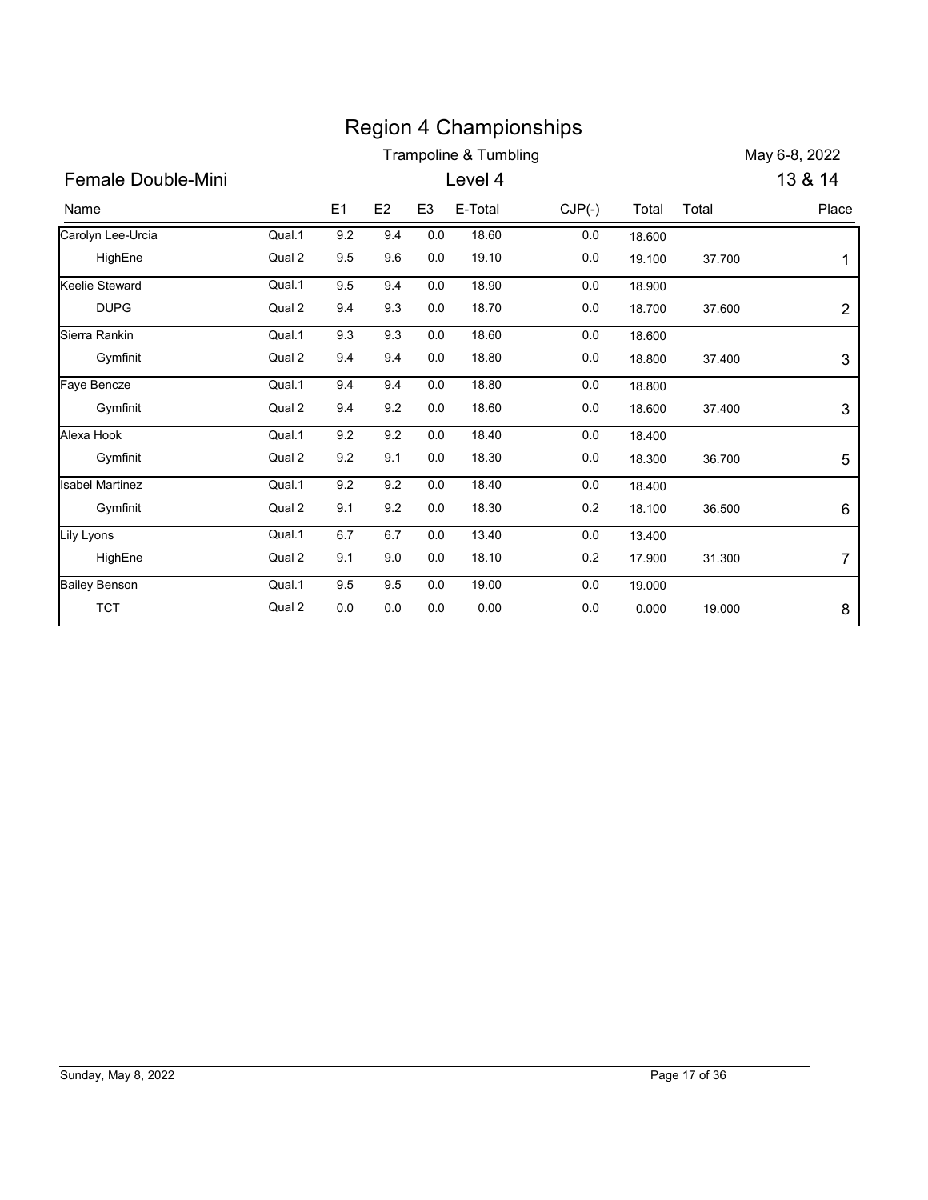# Region 4 Championships

Trampoline & Tumbling

May 6-8, 2022

## Female Double-Mini

Level 4

13 & 14

| Name | | E1 | E2 | E3 | E-Total | CJP(-) | Total | Total | Place |
|---|---|---|---|---|---|---|---|---|---|
| Carolyn Lee-Urcia | Qual.1 | 9.2 | 9.4 | 0.0 | 18.60 | 0.0 | 18.600 | | |
| HighEne | Qual 2 | 9.5 | 9.6 | 0.0 | 19.10 | 0.0 | 19.100 | 37.700 | 1 |
| Keelie Steward | Qual.1 | 9.5 | 9.4 | 0.0 | 18.90 | 0.0 | 18.900 | | |
| DUPG | Qual 2 | 9.4 | 9.3 | 0.0 | 18.70 | 0.0 | 18.700 | 37.600 | 2 |
| Sierra Rankin | Qual.1 | 9.3 | 9.3 | 0.0 | 18.60 | 0.0 | 18.600 | | |
| Gymfinit | Qual 2 | 9.4 | 9.4 | 0.0 | 18.80 | 0.0 | 18.800 | 37.400 | 3 |
| Faye Bencze | Qual.1 | 9.4 | 9.4 | 0.0 | 18.80 | 0.0 | 18.800 | | |
| Gymfinit | Qual 2 | 9.4 | 9.2 | 0.0 | 18.60 | 0.0 | 18.600 | 37.400 | 3 |
| Alexa Hook | Qual.1 | 9.2 | 9.2 | 0.0 | 18.40 | 0.0 | 18.400 | | |
| Gymfinit | Qual 2 | 9.2 | 9.1 | 0.0 | 18.30 | 0.0 | 18.300 | 36.700 | 5 |
| Isabel Martinez | Qual.1 | 9.2 | 9.2 | 0.0 | 18.40 | 0.0 | 18.400 | | |
| Gymfinit | Qual 2 | 9.1 | 9.2 | 0.0 | 18.30 | 0.2 | 18.100 | 36.500 | 6 |
| Lily Lyons | Qual.1 | 6.7 | 6.7 | 0.0 | 13.40 | 0.0 | 13.400 | | |
| HighEne | Qual 2 | 9.1 | 9.0 | 0.0 | 18.10 | 0.2 | 17.900 | 31.300 | 7 |
| Bailey Benson | Qual.1 | 9.5 | 9.5 | 0.0 | 19.00 | 0.0 | 19.000 | | |
| TCT | Qual 2 | 0.0 | 0.0 | 0.0 | 0.00 | 0.0 | 0.000 | 19.000 | 8 |

Sunday, May 8, 2022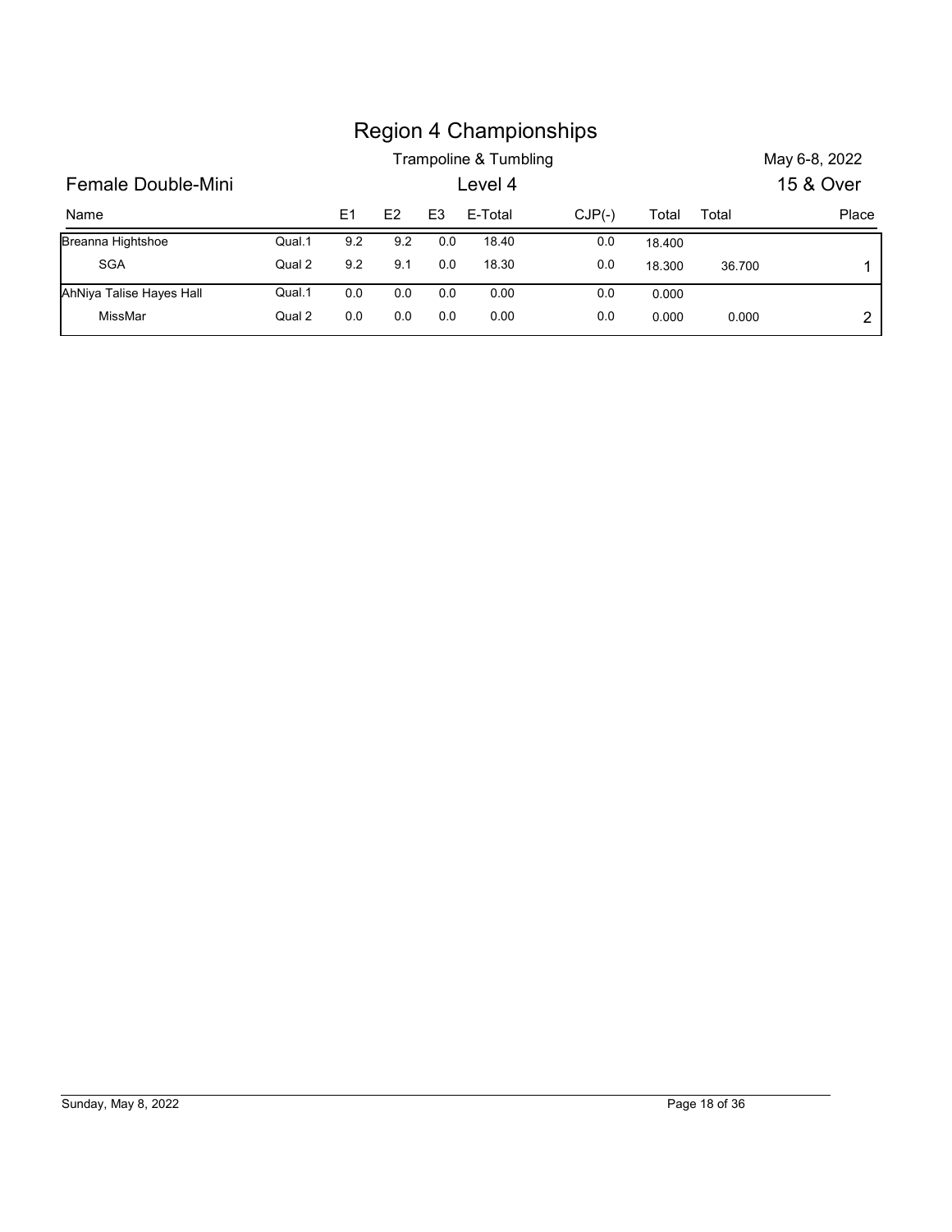# Region 4 Championships

Trampoline & Tumbling

May 6-8, 2022

## Female Double-Mini

Level 4

15 & Over

| Name | | E1 | E2 | E3 | E-Total | CJP(-) | Total | Total | Place |
|---|---|---|---|---|---|---|---|---|---|
| Breanna Hightshoe | Qual.1 | 9.2 | 9.2 | 0.0 | 18.40 | 0.0 | 18.400 | | |
| SGA | Qual 2 | 9.2 | 9.1 | 0.0 | 18.30 | 0.0 | 18.300 | 36.700 | 1 |
| AhNiya Talise Hayes Hall | Qual.1 | 0.0 | 0.0 | 0.0 | 0.00 | 0.0 | 0.000 | | |
| MissMar | Qual 2 | 0.0 | 0.0 | 0.0 | 0.00 | 0.0 | 0.000 | 0.000 | 2 |

Sunday, May 8, 2022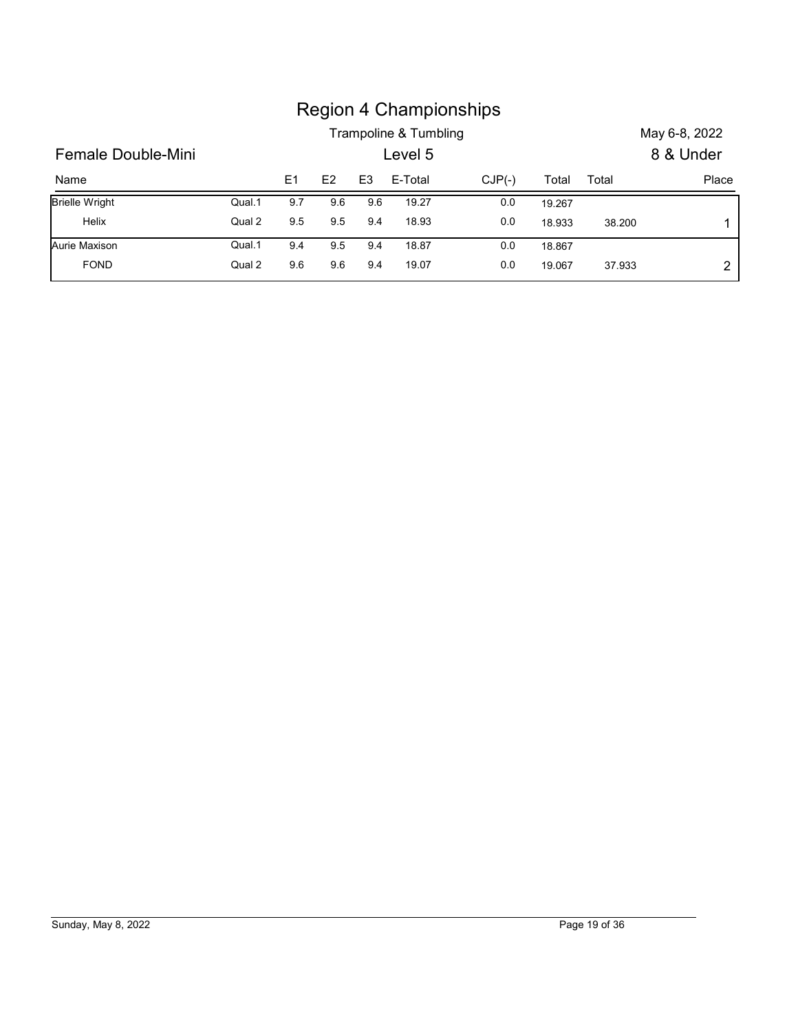# Region 4 Championships

Trampoline & Tumbling — May 6-8, 2022

## Female Double-Mini — Level 5 — 8 & Under

| Name | | E1 | E2 | E3 | E-Total | CJP(-) | Total | Total | Place |
|---|---|---|---|---|---|---|---|---|---|
| Brielle Wright | Qual.1 | 9.7 | 9.6 | 9.6 | 19.27 | 0.0 | 19.267 | | |
| Helix | Qual 2 | 9.5 | 9.5 | 9.4 | 18.93 | 0.0 | 18.933 | 38.200 | 1 |
| Aurie Maxison | Qual.1 | 9.4 | 9.5 | 9.4 | 18.87 | 0.0 | 18.867 | | |
| FOND | Qual 2 | 9.6 | 9.6 | 9.4 | 19.07 | 0.0 | 19.067 | 37.933 | 2 |

Sunday, May 8, 2022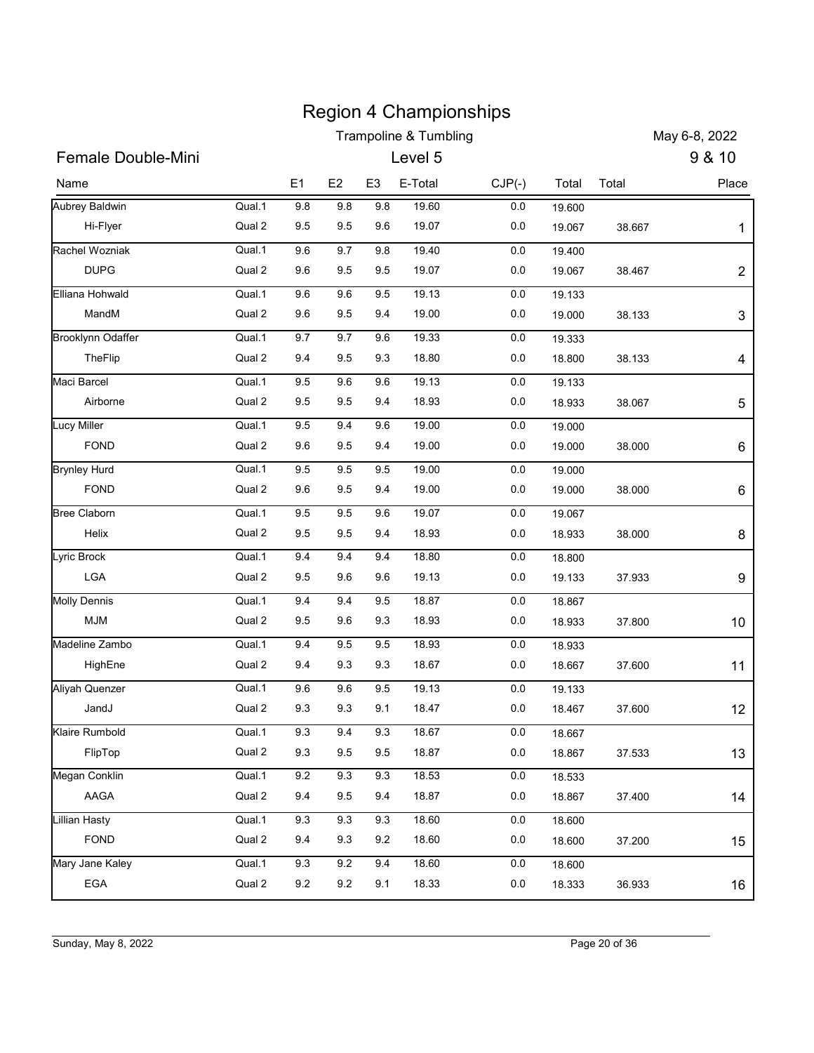# Region 4 Championships

## Trampoline & Tumbling

May 6-8, 2022

**Female Double-Mini** — Level 5 — 9 & 10

| Name | | E1 | E2 | E3 | E-Total | CJP(-) | Total | Total | Place |
|---|---|---|---|---|---|---|---|---|---|
| Aubrey Baldwin | Qual.1 | 9.8 | 9.8 | 9.8 | 19.60 | 0.0 | 19.600 | | |
| Hi-Flyer | Qual 2 | 9.5 | 9.5 | 9.6 | 19.07 | 0.0 | 19.067 | 38.667 | 1 |
| Rachel Wozniak | Qual.1 | 9.6 | 9.7 | 9.8 | 19.40 | 0.0 | 19.400 | | |
| DUPG | Qual 2 | 9.6 | 9.5 | 9.5 | 19.07 | 0.0 | 19.067 | 38.467 | 2 |
| Elliana Hohwald | Qual.1 | 9.6 | 9.6 | 9.5 | 19.13 | 0.0 | 19.133 | | |
| MandM | Qual 2 | 9.6 | 9.5 | 9.4 | 19.00 | 0.0 | 19.000 | 38.133 | 3 |
| Brooklynn Odaffer | Qual.1 | 9.7 | 9.7 | 9.6 | 19.33 | 0.0 | 19.333 | | |
| TheFlip | Qual 2 | 9.4 | 9.5 | 9.3 | 18.80 | 0.0 | 18.800 | 38.133 | 4 |
| Maci Barcel | Qual.1 | 9.5 | 9.6 | 9.6 | 19.13 | 0.0 | 19.133 | | |
| Airborne | Qual 2 | 9.5 | 9.5 | 9.4 | 18.93 | 0.0 | 18.933 | 38.067 | 5 |
| Lucy Miller | Qual.1 | 9.5 | 9.4 | 9.6 | 19.00 | 0.0 | 19.000 | | |
| FOND | Qual 2 | 9.6 | 9.5 | 9.4 | 19.00 | 0.0 | 19.000 | 38.000 | 6 |
| Brynley Hurd | Qual.1 | 9.5 | 9.5 | 9.5 | 19.00 | 0.0 | 19.000 | | |
| FOND | Qual 2 | 9.6 | 9.5 | 9.4 | 19.00 | 0.0 | 19.000 | 38.000 | 6 |
| Bree Claborn | Qual.1 | 9.5 | 9.5 | 9.6 | 19.07 | 0.0 | 19.067 | | |
| Helix | Qual 2 | 9.5 | 9.5 | 9.4 | 18.93 | 0.0 | 18.933 | 38.000 | 8 |
| Lyric Brock | Qual.1 | 9.4 | 9.4 | 9.4 | 18.80 | 0.0 | 18.800 | | |
| LGA | Qual 2 | 9.5 | 9.6 | 9.6 | 19.13 | 0.0 | 19.133 | 37.933 | 9 |
| Molly Dennis | Qual.1 | 9.4 | 9.4 | 9.5 | 18.87 | 0.0 | 18.867 | | |
| MJM | Qual 2 | 9.5 | 9.6 | 9.3 | 18.93 | 0.0 | 18.933 | 37.800 | 10 |
| Madeline Zambo | Qual.1 | 9.4 | 9.5 | 9.5 | 18.93 | 0.0 | 18.933 | | |
| HighEne | Qual 2 | 9.4 | 9.3 | 9.3 | 18.67 | 0.0 | 18.667 | 37.600 | 11 |
| Aliyah Quenzer | Qual.1 | 9.6 | 9.6 | 9.5 | 19.13 | 0.0 | 19.133 | | |
| JandJ | Qual 2 | 9.3 | 9.3 | 9.1 | 18.47 | 0.0 | 18.467 | 37.600 | 12 |
| Klaire Rumbold | Qual.1 | 9.3 | 9.4 | 9.3 | 18.67 | 0.0 | 18.667 | | |
| FlipTop | Qual 2 | 9.3 | 9.5 | 9.5 | 18.87 | 0.0 | 18.867 | 37.533 | 13 |
| Megan Conklin | Qual.1 | 9.2 | 9.3 | 9.3 | 18.53 | 0.0 | 18.533 | | |
| AAGA | Qual 2 | 9.4 | 9.5 | 9.4 | 18.87 | 0.0 | 18.867 | 37.400 | 14 |
| Lillian Hasty | Qual.1 | 9.3 | 9.3 | 9.3 | 18.60 | 0.0 | 18.600 | | |
| FOND | Qual 2 | 9.4 | 9.3 | 9.2 | 18.60 | 0.0 | 18.600 | 37.200 | 15 |
| Mary Jane Kaley | Qual.1 | 9.3 | 9.2 | 9.4 | 18.60 | 0.0 | 18.600 | | |
| EGA | Qual 2 | 9.2 | 9.2 | 9.1 | 18.33 | 0.0 | 18.333 | 36.933 | 16 |

Sunday, May 8, 2022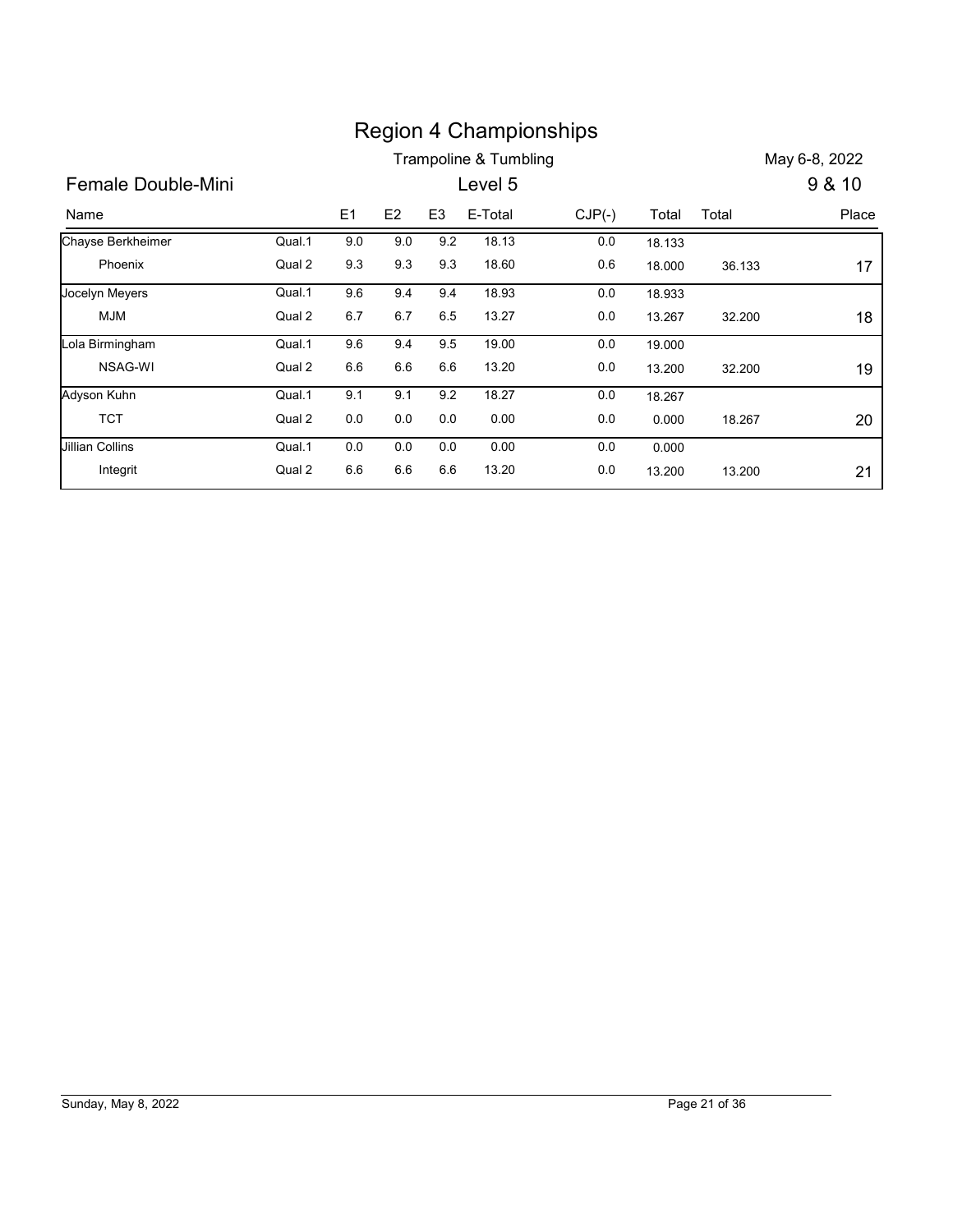# Region 4 Championships

Trampoline & Tumbling

May 6-8, 2022

## Female Double-Mini

Level 5

9 & 10

| Name | | E1 | E2 | E3 | E-Total | CJP(-) | Total | Total | Place |
|---|---|---|---|---|---|---|---|---|---|
| Chayse Berkheimer | Qual.1 | 9.0 | 9.0 | 9.2 | 18.13 | 0.0 | 18.133 | | |
| Phoenix | Qual 2 | 9.3 | 9.3 | 9.3 | 18.60 | 0.6 | 18.000 | 36.133 | 17 |
| Jocelyn Meyers | Qual.1 | 9.6 | 9.4 | 9.4 | 18.93 | 0.0 | 18.933 | | |
| MJM | Qual 2 | 6.7 | 6.7 | 6.5 | 13.27 | 0.0 | 13.267 | 32.200 | 18 |
| Lola Birmingham | Qual.1 | 9.6 | 9.4 | 9.5 | 19.00 | 0.0 | 19.000 | | |
| NSAG-WI | Qual 2 | 6.6 | 6.6 | 6.6 | 13.20 | 0.0 | 13.200 | 32.200 | 19 |
| Adyson Kuhn | Qual.1 | 9.1 | 9.1 | 9.2 | 18.27 | 0.0 | 18.267 | | |
| TCT | Qual 2 | 0.0 | 0.0 | 0.0 | 0.00 | 0.0 | 0.000 | 18.267 | 20 |
| Jillian Collins | Qual.1 | 0.0 | 0.0 | 0.0 | 0.00 | 0.0 | 0.000 | | |
| Integrit | Qual 2 | 6.6 | 6.6 | 6.6 | 13.20 | 0.0 | 13.200 | 13.200 | 21 |

Sunday, May 8, 2022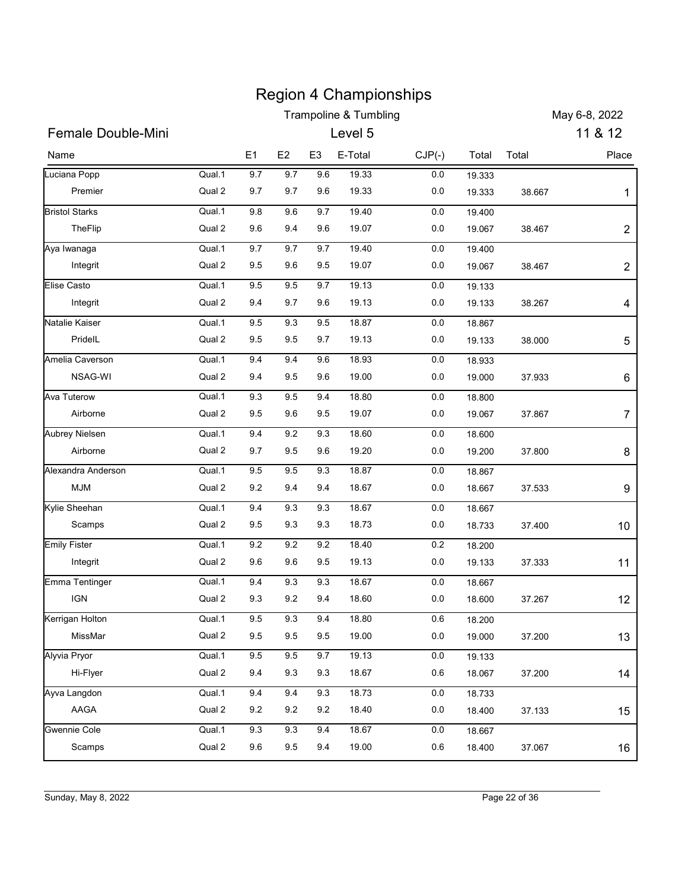# Region 4 Championships

## Trampoline & Tumbling

May 6-8, 2022

**Female Double-Mini** — Level 5 — 11 & 12

| Name | | E1 | E2 | E3 | E-Total | CJP(-) | Total | Total | Place |
|---|---|---|---|---|---|---|---|---|---|
| Luciana Popp | Qual.1 | 9.7 | 9.7 | 9.6 | 19.33 | 0.0 | 19.333 | | |
| Premier | Qual 2 | 9.7 | 9.7 | 9.6 | 19.33 | 0.0 | 19.333 | 38.667 | 1 |
| Bristol Starks | Qual.1 | 9.8 | 9.6 | 9.7 | 19.40 | 0.0 | 19.400 | | |
| TheFlip | Qual 2 | 9.6 | 9.4 | 9.6 | 19.07 | 0.0 | 19.067 | 38.467 | 2 |
| Aya Iwanaga | Qual.1 | 9.7 | 9.7 | 9.7 | 19.40 | 0.0 | 19.400 | | |
| Integrit | Qual 2 | 9.5 | 9.6 | 9.5 | 19.07 | 0.0 | 19.067 | 38.467 | 2 |
| Elise Casto | Qual.1 | 9.5 | 9.5 | 9.7 | 19.13 | 0.0 | 19.133 | | |
| Integrit | Qual 2 | 9.4 | 9.7 | 9.6 | 19.13 | 0.0 | 19.133 | 38.267 | 4 |
| Natalie Kaiser | Qual.1 | 9.5 | 9.3 | 9.5 | 18.87 | 0.0 | 18.867 | | |
| PrideIL | Qual 2 | 9.5 | 9.5 | 9.7 | 19.13 | 0.0 | 19.133 | 38.000 | 5 |
| Amelia Caverson | Qual.1 | 9.4 | 9.4 | 9.6 | 18.93 | 0.0 | 18.933 | | |
| NSAG-WI | Qual 2 | 9.4 | 9.5 | 9.6 | 19.00 | 0.0 | 19.000 | 37.933 | 6 |
| Ava Tuterow | Qual.1 | 9.3 | 9.5 | 9.4 | 18.80 | 0.0 | 18.800 | | |
| Airborne | Qual 2 | 9.5 | 9.6 | 9.5 | 19.07 | 0.0 | 19.067 | 37.867 | 7 |
| Aubrey Nielsen | Qual.1 | 9.4 | 9.2 | 9.3 | 18.60 | 0.0 | 18.600 | | |
| Airborne | Qual 2 | 9.7 | 9.5 | 9.6 | 19.20 | 0.0 | 19.200 | 37.800 | 8 |
| Alexandra Anderson | Qual.1 | 9.5 | 9.5 | 9.3 | 18.87 | 0.0 | 18.867 | | |
| MJM | Qual 2 | 9.2 | 9.4 | 9.4 | 18.67 | 0.0 | 18.667 | 37.533 | 9 |
| Kylie Sheehan | Qual.1 | 9.4 | 9.3 | 9.3 | 18.67 | 0.0 | 18.667 | | |
| Scamps | Qual 2 | 9.5 | 9.3 | 9.3 | 18.73 | 0.0 | 18.733 | 37.400 | 10 |
| Emily Fister | Qual.1 | 9.2 | 9.2 | 9.2 | 18.40 | 0.2 | 18.200 | | |
| Integrit | Qual 2 | 9.6 | 9.6 | 9.5 | 19.13 | 0.0 | 19.133 | 37.333 | 11 |
| Emma Tentinger | Qual.1 | 9.4 | 9.3 | 9.3 | 18.67 | 0.0 | 18.667 | | |
| IGN | Qual 2 | 9.3 | 9.2 | 9.4 | 18.60 | 0.0 | 18.600 | 37.267 | 12 |
| Kerrigan Holton | Qual.1 | 9.5 | 9.3 | 9.4 | 18.80 | 0.6 | 18.200 | | |
| MissMar | Qual 2 | 9.5 | 9.5 | 9.5 | 19.00 | 0.0 | 19.000 | 37.200 | 13 |
| Alyvia Pryor | Qual.1 | 9.5 | 9.5 | 9.7 | 19.13 | 0.0 | 19.133 | | |
| Hi-Flyer | Qual 2 | 9.4 | 9.3 | 9.3 | 18.67 | 0.6 | 18.067 | 37.200 | 14 |
| Ayva Langdon | Qual.1 | 9.4 | 9.4 | 9.3 | 18.73 | 0.0 | 18.733 | | |
| AAGA | Qual 2 | 9.2 | 9.2 | 9.2 | 18.40 | 0.0 | 18.400 | 37.133 | 15 |
| Gwennie Cole | Qual.1 | 9.3 | 9.3 | 9.4 | 18.67 | 0.0 | 18.667 | | |
| Scamps | Qual 2 | 9.6 | 9.5 | 9.4 | 19.00 | 0.6 | 18.400 | 37.067 | 16 |

Sunday, May 8, 2022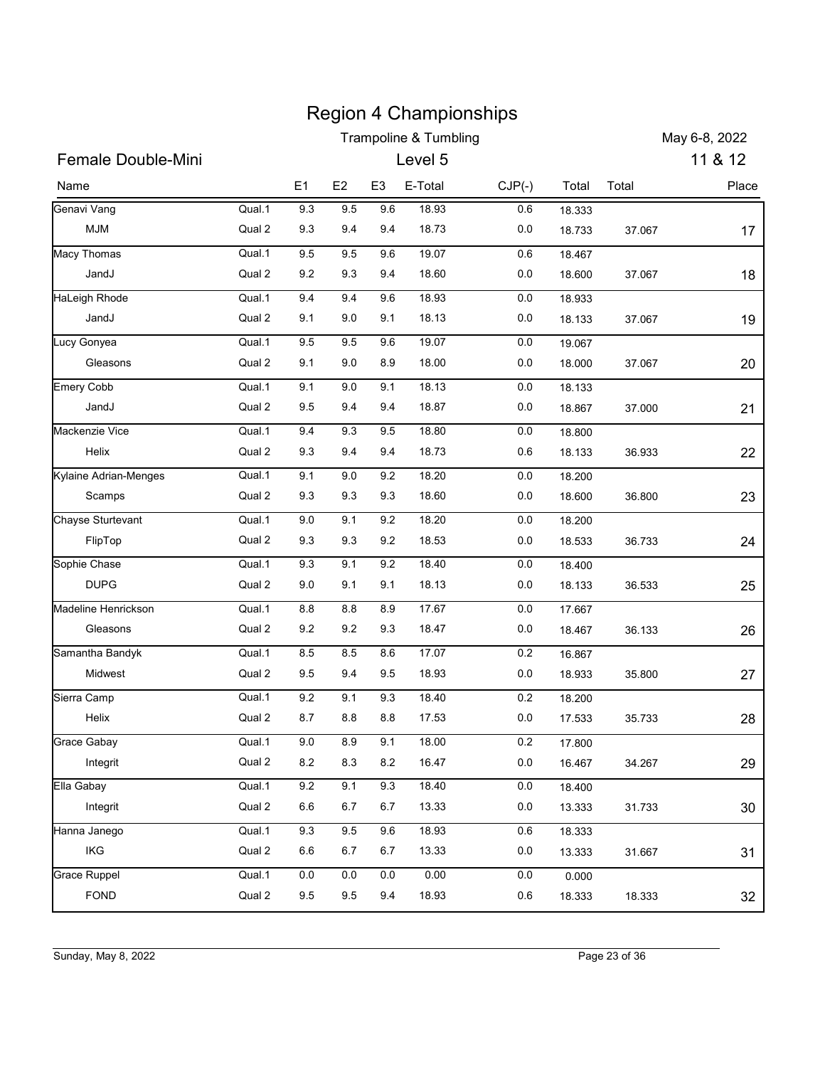# Region 4 Championships

## Trampoline & Tumbling

May 6-8, 2022

**Female Double-Mini** — Level 5 — 11 & 12

| Name | | E1 | E2 | E3 | E-Total | CJP(-) | Total | Total | Place |
|---|---|---|---|---|---|---|---|---|---|
| Genavi Vang | Qual.1 | 9.3 | 9.5 | 9.6 | 18.93 | 0.6 | 18.333 | | |
| MJM | Qual 2 | 9.3 | 9.4 | 9.4 | 18.73 | 0.0 | 18.733 | 37.067 | 17 |
| Macy Thomas | Qual.1 | 9.5 | 9.5 | 9.6 | 19.07 | 0.6 | 18.467 | | |
| JandJ | Qual 2 | 9.2 | 9.3 | 9.4 | 18.60 | 0.0 | 18.600 | 37.067 | 18 |
| HaLeigh Rhode | Qual.1 | 9.4 | 9.4 | 9.6 | 18.93 | 0.0 | 18.933 | | |
| JandJ | Qual 2 | 9.1 | 9.0 | 9.1 | 18.13 | 0.0 | 18.133 | 37.067 | 19 |
| Lucy Gonyea | Qual.1 | 9.5 | 9.5 | 9.6 | 19.07 | 0.0 | 19.067 | | |
| Gleasons | Qual 2 | 9.1 | 9.0 | 8.9 | 18.00 | 0.0 | 18.000 | 37.067 | 20 |
| Emery Cobb | Qual.1 | 9.1 | 9.0 | 9.1 | 18.13 | 0.0 | 18.133 | | |
| JandJ | Qual 2 | 9.5 | 9.4 | 9.4 | 18.87 | 0.0 | 18.867 | 37.000 | 21 |
| Mackenzie Vice | Qual.1 | 9.4 | 9.3 | 9.5 | 18.80 | 0.0 | 18.800 | | |
| Helix | Qual 2 | 9.3 | 9.4 | 9.4 | 18.73 | 0.6 | 18.133 | 36.933 | 22 |
| Kylaine Adrian-Menges | Qual.1 | 9.1 | 9.0 | 9.2 | 18.20 | 0.0 | 18.200 | | |
| Scamps | Qual 2 | 9.3 | 9.3 | 9.3 | 18.60 | 0.0 | 18.600 | 36.800 | 23 |
| Chayse Sturtevant | Qual.1 | 9.0 | 9.1 | 9.2 | 18.20 | 0.0 | 18.200 | | |
| FlipTop | Qual 2 | 9.3 | 9.3 | 9.2 | 18.53 | 0.0 | 18.533 | 36.733 | 24 |
| Sophie Chase | Qual.1 | 9.3 | 9.1 | 9.2 | 18.40 | 0.0 | 18.400 | | |
| DUPG | Qual 2 | 9.0 | 9.1 | 9.1 | 18.13 | 0.0 | 18.133 | 36.533 | 25 |
| Madeline Henrickson | Qual.1 | 8.8 | 8.8 | 8.9 | 17.67 | 0.0 | 17.667 | | |
| Gleasons | Qual 2 | 9.2 | 9.2 | 9.3 | 18.47 | 0.0 | 18.467 | 36.133 | 26 |
| Samantha Bandyk | Qual.1 | 8.5 | 8.5 | 8.6 | 17.07 | 0.2 | 16.867 | | |
| Midwest | Qual 2 | 9.5 | 9.4 | 9.5 | 18.93 | 0.0 | 18.933 | 35.800 | 27 |
| Sierra Camp | Qual.1 | 9.2 | 9.1 | 9.3 | 18.40 | 0.2 | 18.200 | | |
| Helix | Qual 2 | 8.7 | 8.8 | 8.8 | 17.53 | 0.0 | 17.533 | 35.733 | 28 |
| Grace Gabay | Qual.1 | 9.0 | 8.9 | 9.1 | 18.00 | 0.2 | 17.800 | | |
| Integrit | Qual 2 | 8.2 | 8.3 | 8.2 | 16.47 | 0.0 | 16.467 | 34.267 | 29 |
| Ella Gabay | Qual.1 | 9.2 | 9.1 | 9.3 | 18.40 | 0.0 | 18.400 | | |
| Integrit | Qual 2 | 6.6 | 6.7 | 6.7 | 13.33 | 0.0 | 13.333 | 31.733 | 30 |
| Hanna Janego | Qual.1 | 9.3 | 9.5 | 9.6 | 18.93 | 0.6 | 18.333 | | |
| IKG | Qual 2 | 6.6 | 6.7 | 6.7 | 13.33 | 0.0 | 13.333 | 31.667 | 31 |
| Grace Ruppel | Qual.1 | 0.0 | 0.0 | 0.0 | 0.00 | 0.0 | 0.000 | | |
| FOND | Qual 2 | 9.5 | 9.5 | 9.4 | 18.93 | 0.6 | 18.333 | 18.333 | 32 |

Sunday, May 8, 2022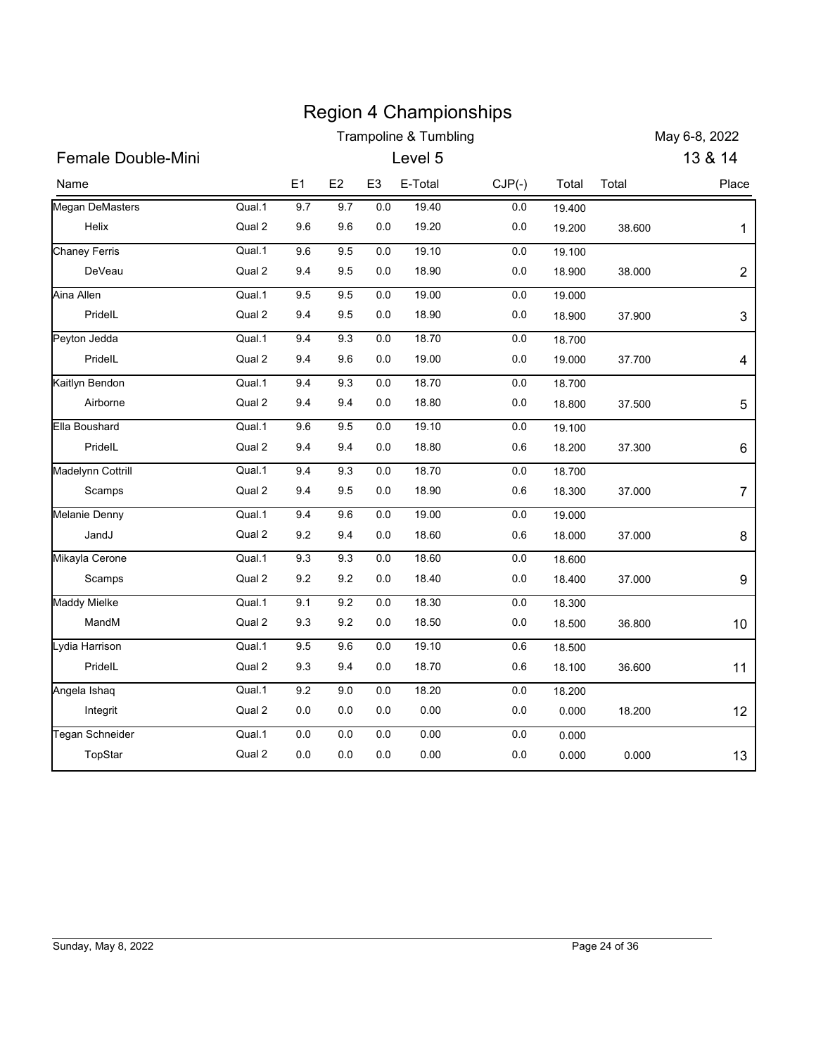# Region 4 Championships

Trampoline & Tumbling

May 6-8, 2022

## Female Double-Mini

Level 5

13 & 14

| Name | | E1 | E2 | E3 | E-Total | CJP(-) | Total | Total | Place |
|---|---|---|---|---|---|---|---|---|---|
| Megan DeMasters | Qual.1 | 9.7 | 9.7 | 0.0 | 19.40 | 0.0 | 19.400 | | |
| Helix | Qual 2 | 9.6 | 9.6 | 0.0 | 19.20 | 0.0 | 19.200 | 38.600 | 1 |
| Chaney Ferris | Qual.1 | 9.6 | 9.5 | 0.0 | 19.10 | 0.0 | 19.100 | | |
| DeVeau | Qual 2 | 9.4 | 9.5 | 0.0 | 18.90 | 0.0 | 18.900 | 38.000 | 2 |
| Aina Allen | Qual.1 | 9.5 | 9.5 | 0.0 | 19.00 | 0.0 | 19.000 | | |
| PrideIL | Qual 2 | 9.4 | 9.5 | 0.0 | 18.90 | 0.0 | 18.900 | 37.900 | 3 |
| Peyton Jedda | Qual.1 | 9.4 | 9.3 | 0.0 | 18.70 | 0.0 | 18.700 | | |
| PrideIL | Qual 2 | 9.4 | 9.6 | 0.0 | 19.00 | 0.0 | 19.000 | 37.700 | 4 |
| Kaitlyn Bendon | Qual.1 | 9.4 | 9.3 | 0.0 | 18.70 | 0.0 | 18.700 | | |
| Airborne | Qual 2 | 9.4 | 9.4 | 0.0 | 18.80 | 0.0 | 18.800 | 37.500 | 5 |
| Ella Boushard | Qual.1 | 9.6 | 9.5 | 0.0 | 19.10 | 0.0 | 19.100 | | |
| PrideIL | Qual 2 | 9.4 | 9.4 | 0.0 | 18.80 | 0.6 | 18.200 | 37.300 | 6 |
| Madelynn Cottrill | Qual.1 | 9.4 | 9.3 | 0.0 | 18.70 | 0.0 | 18.700 | | |
| Scamps | Qual 2 | 9.4 | 9.5 | 0.0 | 18.90 | 0.6 | 18.300 | 37.000 | 7 |
| Melanie Denny | Qual.1 | 9.4 | 9.6 | 0.0 | 19.00 | 0.0 | 19.000 | | |
| JandJ | Qual 2 | 9.2 | 9.4 | 0.0 | 18.60 | 0.6 | 18.000 | 37.000 | 8 |
| Mikayla Cerone | Qual.1 | 9.3 | 9.3 | 0.0 | 18.60 | 0.0 | 18.600 | | |
| Scamps | Qual 2 | 9.2 | 9.2 | 0.0 | 18.40 | 0.0 | 18.400 | 37.000 | 9 |
| Maddy Mielke | Qual.1 | 9.1 | 9.2 | 0.0 | 18.30 | 0.0 | 18.300 | | |
| MandM | Qual 2 | 9.3 | 9.2 | 0.0 | 18.50 | 0.0 | 18.500 | 36.800 | 10 |
| Lydia Harrison | Qual.1 | 9.5 | 9.6 | 0.0 | 19.10 | 0.6 | 18.500 | | |
| PrideIL | Qual 2 | 9.3 | 9.4 | 0.0 | 18.70 | 0.6 | 18.100 | 36.600 | 11 |
| Angela Ishaq | Qual.1 | 9.2 | 9.0 | 0.0 | 18.20 | 0.0 | 18.200 | | |
| Integrit | Qual 2 | 0.0 | 0.0 | 0.0 | 0.00 | 0.0 | 0.000 | 18.200 | 12 |
| Tegan Schneider | Qual.1 | 0.0 | 0.0 | 0.0 | 0.00 | 0.0 | 0.000 | | |
| TopStar | Qual 2 | 0.0 | 0.0 | 0.0 | 0.00 | 0.0 | 0.000 | 0.000 | 13 |

Sunday, May 8, 2022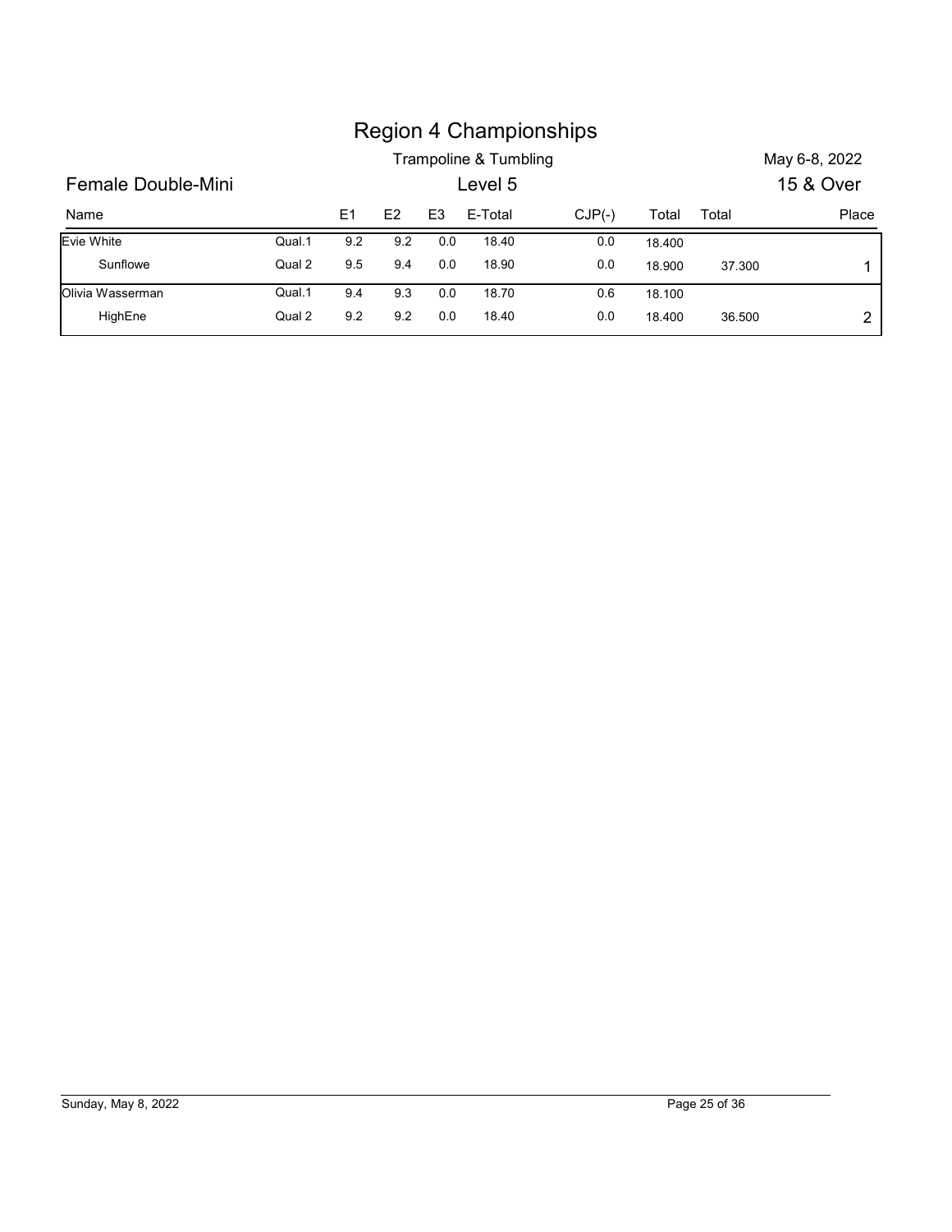# Region 4 Championships

Trampoline & Tumbling

May 6-8, 2022

## Female Double-Mini

Level 5

15 & Over

| Name | | E1 | E2 | E3 | E-Total | CJP(-) | Total | Total | Place |
|---|---|---|---|---|---|---|---|---|---|
| Evie White | Qual.1 | 9.2 | 9.2 | 0.0 | 18.40 | 0.0 | 18.400 | | |
| Sunflowe | Qual 2 | 9.5 | 9.4 | 0.0 | 18.90 | 0.0 | 18.900 | 37.300 | 1 |
| Olivia Wasserman | Qual.1 | 9.4 | 9.3 | 0.0 | 18.70 | 0.6 | 18.100 | | |
| HighEne | Qual 2 | 9.2 | 9.2 | 0.0 | 18.40 | 0.0 | 18.400 | 36.500 | 2 |

Sunday, May 8, 2022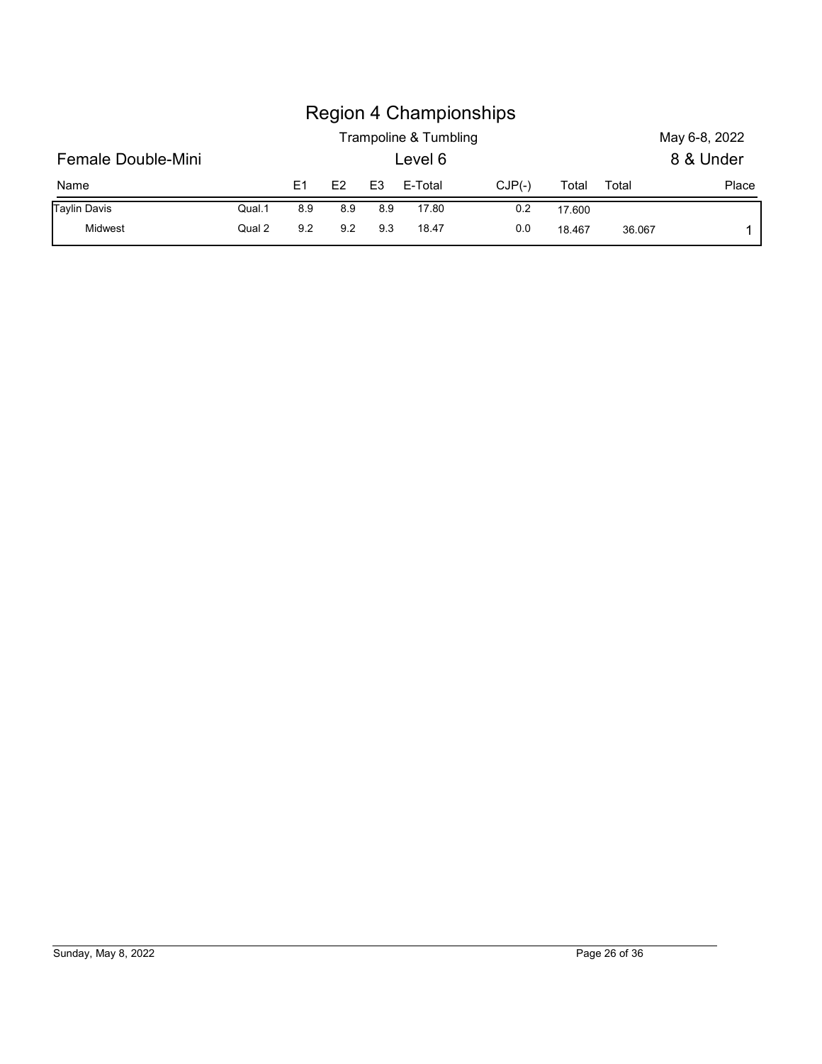# Region 4 Championships

Trampoline & Tumbling — May 6-8, 2022

**Female Double-Mini** — Level 6 — 8 & Under

| Name | | E1 | E2 | E3 | E-Total | CJP(-) | Total | Total | Place |
|---|---|---|---|---|---|---|---|---|---|
| Taylin Davis | Qual.1 | 8.9 | 8.9 | 8.9 | 17.80 | 0.2 | 17.600 | | |
| Midwest | Qual 2 | 9.2 | 9.2 | 9.3 | 18.47 | 0.0 | 18.467 | 36.067 | 1 |

Sunday, May 8, 2022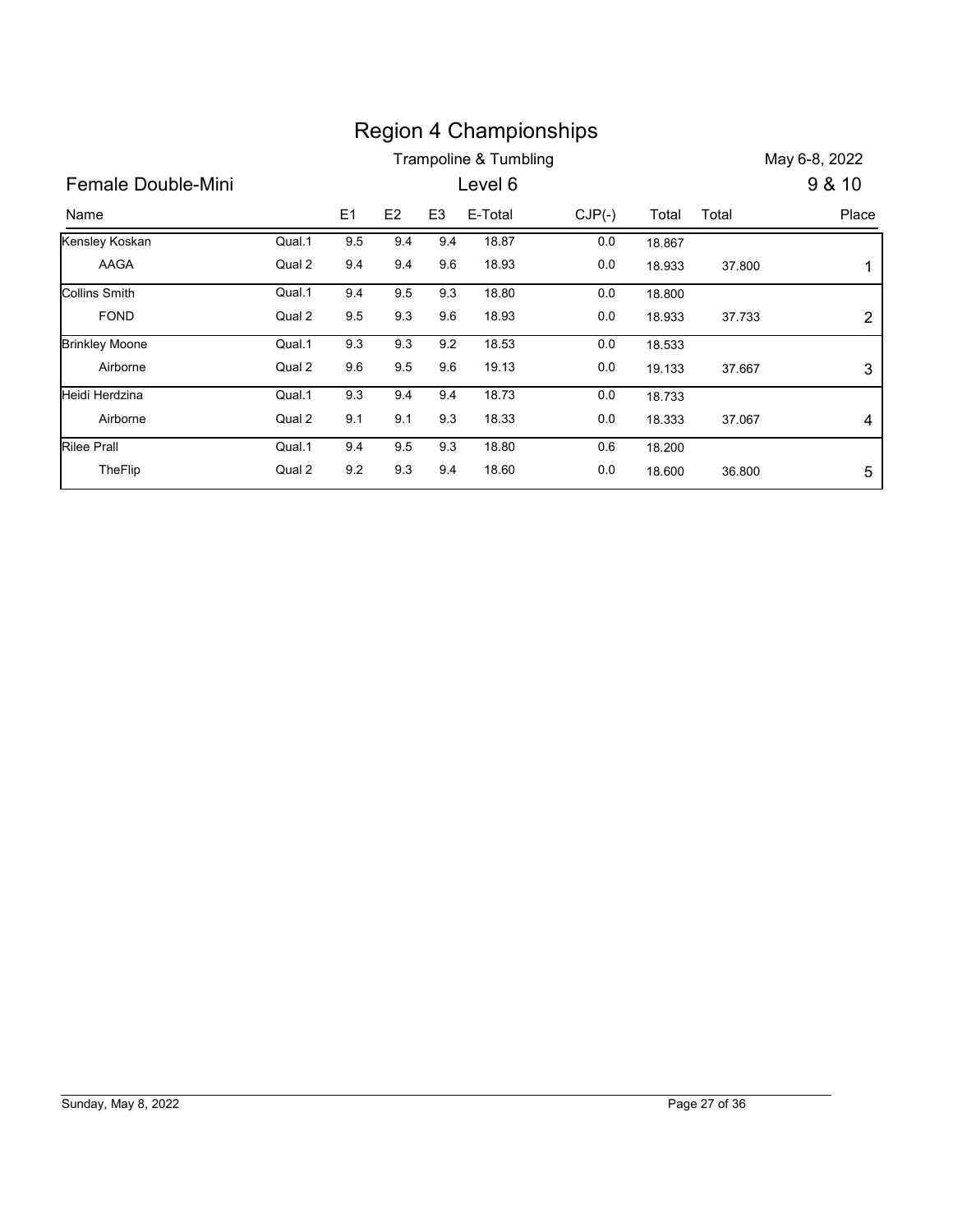# Region 4 Championships

Trampoline & Tumbling

May 6-8, 2022

## Female Double-Mini

Level 6

9 & 10

| Name | | E1 | E2 | E3 | E-Total | CJP(-) | Total | Total | Place |
|---|---|---|---|---|---|---|---|---|---|
| Kensley Koskan | Qual.1 | 9.5 | 9.4 | 9.4 | 18.87 | 0.0 | 18.867 | | |
| AAGA | Qual 2 | 9.4 | 9.4 | 9.6 | 18.93 | 0.0 | 18.933 | 37.800 | 1 |
| Collins Smith | Qual.1 | 9.4 | 9.5 | 9.3 | 18.80 | 0.0 | 18.800 | | |
| FOND | Qual 2 | 9.5 | 9.3 | 9.6 | 18.93 | 0.0 | 18.933 | 37.733 | 2 |
| Brinkley Moone | Qual.1 | 9.3 | 9.3 | 9.2 | 18.53 | 0.0 | 18.533 | | |
| Airborne | Qual 2 | 9.6 | 9.5 | 9.6 | 19.13 | 0.0 | 19.133 | 37.667 | 3 |
| Heidi Herdzina | Qual.1 | 9.3 | 9.4 | 9.4 | 18.73 | 0.0 | 18.733 | | |
| Airborne | Qual 2 | 9.1 | 9.1 | 9.3 | 18.33 | 0.0 | 18.333 | 37.067 | 4 |
| Rilee Prall | Qual.1 | 9.4 | 9.5 | 9.3 | 18.80 | 0.6 | 18.200 | | |
| TheFlip | Qual 2 | 9.2 | 9.3 | 9.4 | 18.60 | 0.0 | 18.600 | 36.800 | 5 |

Sunday, May 8, 2022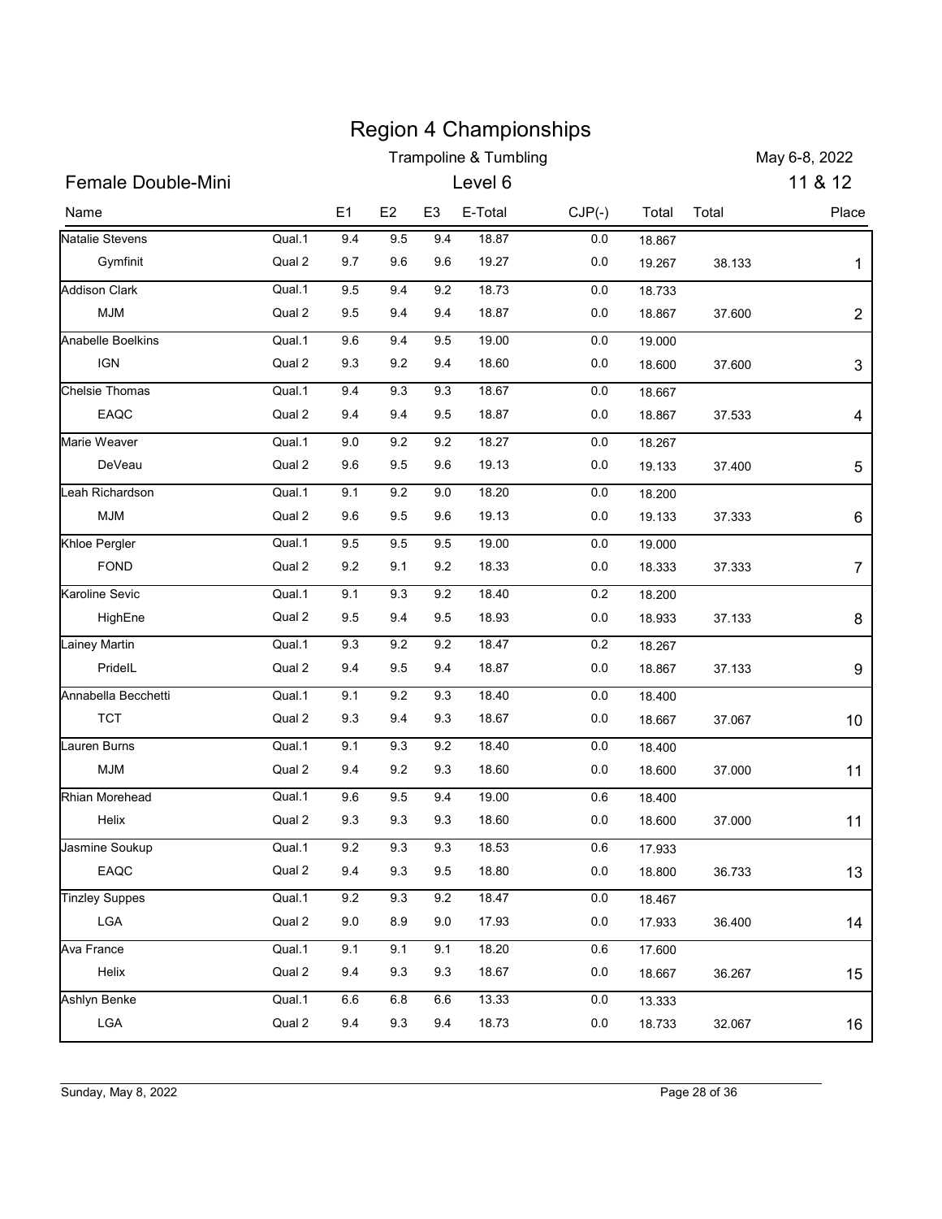# Region 4 Championships

Trampoline & Tumbling

May 6-8, 2022

## Female Double-Mini

Level 6

11 & 12

| Name | | E1 | E2 | E3 | E-Total | CJP(-) | Total | Total | Place |
|---|---|---|---|---|---|---|---|---|---|
| Natalie Stevens | Qual.1 | 9.4 | 9.5 | 9.4 | 18.87 | 0.0 | 18.867 | | |
| Gymfinit | Qual 2 | 9.7 | 9.6 | 9.6 | 19.27 | 0.0 | 19.267 | 38.133 | 1 |
| Addison Clark | Qual.1 | 9.5 | 9.4 | 9.2 | 18.73 | 0.0 | 18.733 | | |
| MJM | Qual 2 | 9.5 | 9.4 | 9.4 | 18.87 | 0.0 | 18.867 | 37.600 | 2 |
| Anabelle Boelkins | Qual.1 | 9.6 | 9.4 | 9.5 | 19.00 | 0.0 | 19.000 | | |
| IGN | Qual 2 | 9.3 | 9.2 | 9.4 | 18.60 | 0.0 | 18.600 | 37.600 | 3 |
| Chelsie Thomas | Qual.1 | 9.4 | 9.3 | 9.3 | 18.67 | 0.0 | 18.667 | | |
| EAQC | Qual 2 | 9.4 | 9.4 | 9.5 | 18.87 | 0.0 | 18.867 | 37.533 | 4 |
| Marie Weaver | Qual.1 | 9.0 | 9.2 | 9.2 | 18.27 | 0.0 | 18.267 | | |
| DeVeau | Qual 2 | 9.6 | 9.5 | 9.6 | 19.13 | 0.0 | 19.133 | 37.400 | 5 |
| Leah Richardson | Qual.1 | 9.1 | 9.2 | 9.0 | 18.20 | 0.0 | 18.200 | | |
| MJM | Qual 2 | 9.6 | 9.5 | 9.6 | 19.13 | 0.0 | 19.133 | 37.333 | 6 |
| Khloe Pergler | Qual.1 | 9.5 | 9.5 | 9.5 | 19.00 | 0.0 | 19.000 | | |
| FOND | Qual 2 | 9.2 | 9.1 | 9.2 | 18.33 | 0.0 | 18.333 | 37.333 | 7 |
| Karoline Sevic | Qual.1 | 9.1 | 9.3 | 9.2 | 18.40 | 0.2 | 18.200 | | |
| HighEne | Qual 2 | 9.5 | 9.4 | 9.5 | 18.93 | 0.0 | 18.933 | 37.133 | 8 |
| Lainey Martin | Qual.1 | 9.3 | 9.2 | 9.2 | 18.47 | 0.2 | 18.267 | | |
| PrideIL | Qual 2 | 9.4 | 9.5 | 9.4 | 18.87 | 0.0 | 18.867 | 37.133 | 9 |
| Annabella Becchetti | Qual.1 | 9.1 | 9.2 | 9.3 | 18.40 | 0.0 | 18.400 | | |
| TCT | Qual 2 | 9.3 | 9.4 | 9.3 | 18.67 | 0.0 | 18.667 | 37.067 | 10 |
| Lauren Burns | Qual.1 | 9.1 | 9.3 | 9.2 | 18.40 | 0.0 | 18.400 | | |
| MJM | Qual 2 | 9.4 | 9.2 | 9.3 | 18.60 | 0.0 | 18.600 | 37.000 | 11 |
| Rhian Morehead | Qual.1 | 9.6 | 9.5 | 9.4 | 19.00 | 0.6 | 18.400 | | |
| Helix | Qual 2 | 9.3 | 9.3 | 9.3 | 18.60 | 0.0 | 18.600 | 37.000 | 11 |
| Jasmine Soukup | Qual.1 | 9.2 | 9.3 | 9.3 | 18.53 | 0.6 | 17.933 | | |
| EAQC | Qual 2 | 9.4 | 9.3 | 9.5 | 18.80 | 0.0 | 18.800 | 36.733 | 13 |
| Tinzley Suppes | Qual.1 | 9.2 | 9.3 | 9.2 | 18.47 | 0.0 | 18.467 | | |
| LGA | Qual 2 | 9.0 | 8.9 | 9.0 | 17.93 | 0.0 | 17.933 | 36.400 | 14 |
| Ava France | Qual.1 | 9.1 | 9.1 | 9.1 | 18.20 | 0.6 | 17.600 | | |
| Helix | Qual 2 | 9.4 | 9.3 | 9.3 | 18.67 | 0.0 | 18.667 | 36.267 | 15 |
| Ashlyn Benke | Qual.1 | 6.6 | 6.8 | 6.6 | 13.33 | 0.0 | 13.333 | | |
| LGA | Qual 2 | 9.4 | 9.3 | 9.4 | 18.73 | 0.0 | 18.733 | 32.067 | 16 |

Sunday, May 8, 2022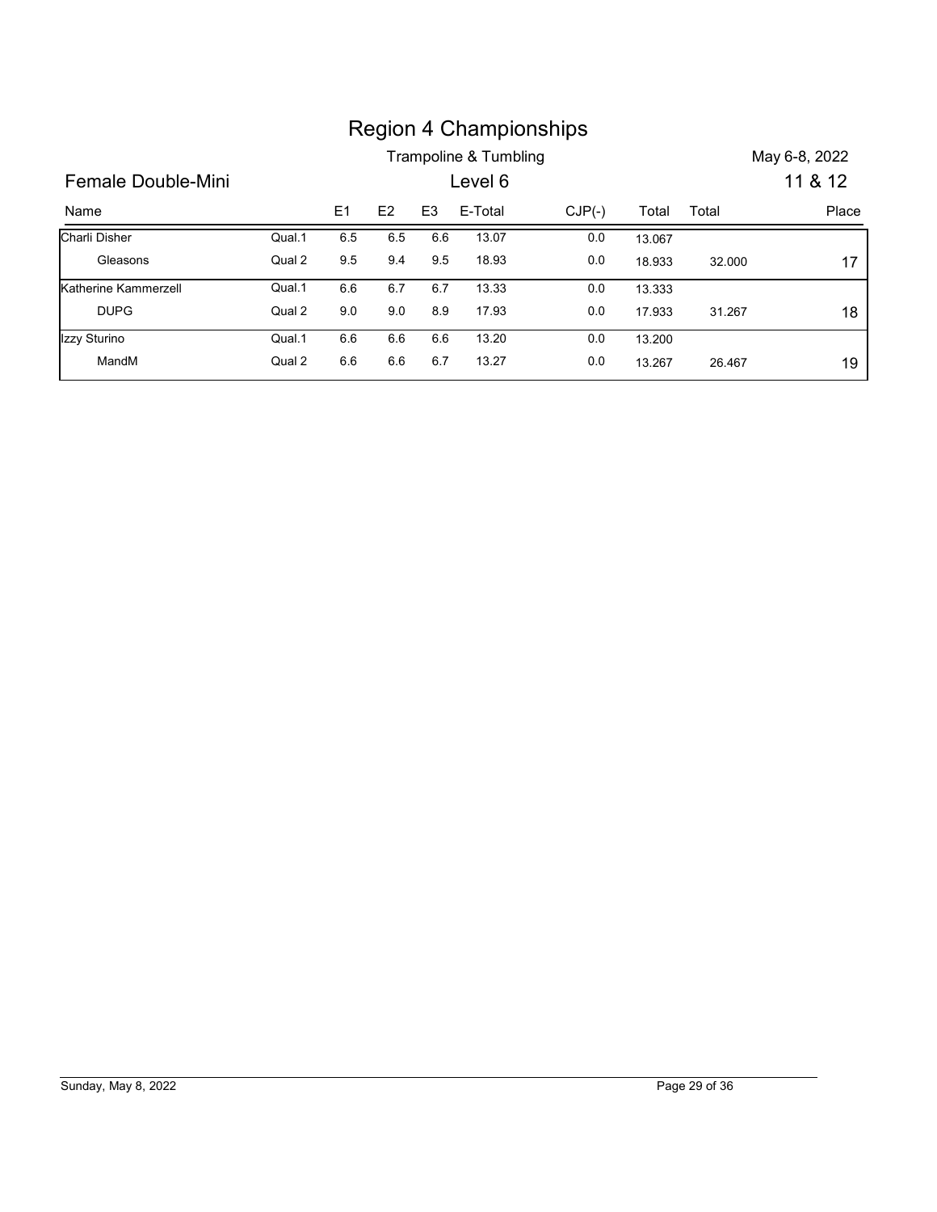# Region 4 Championships

Trampoline & Tumbling

May 6-8, 2022

## Female Double-Mini

Level 6

11 & 12

| Name | | E1 | E2 | E3 | E-Total | CJP(-) | Total | Total | Place |
|---|---|---|---|---|---|---|---|---|---|
| Charli Disher | Qual.1 | 6.5 | 6.5 | 6.6 | 13.07 | 0.0 | 13.067 | | |
| Gleasons | Qual 2 | 9.5 | 9.4 | 9.5 | 18.93 | 0.0 | 18.933 | 32.000 | 17 |
| Katherine Kammerzell | Qual.1 | 6.6 | 6.7 | 6.7 | 13.33 | 0.0 | 13.333 | | |
| DUPG | Qual 2 | 9.0 | 9.0 | 8.9 | 17.93 | 0.0 | 17.933 | 31.267 | 18 |
| Izzy Sturino | Qual.1 | 6.6 | 6.6 | 6.6 | 13.20 | 0.0 | 13.200 | | |
| MandM | Qual 2 | 6.6 | 6.6 | 6.7 | 13.27 | 0.0 | 13.267 | 26.467 | 19 |

Sunday, May 8, 2022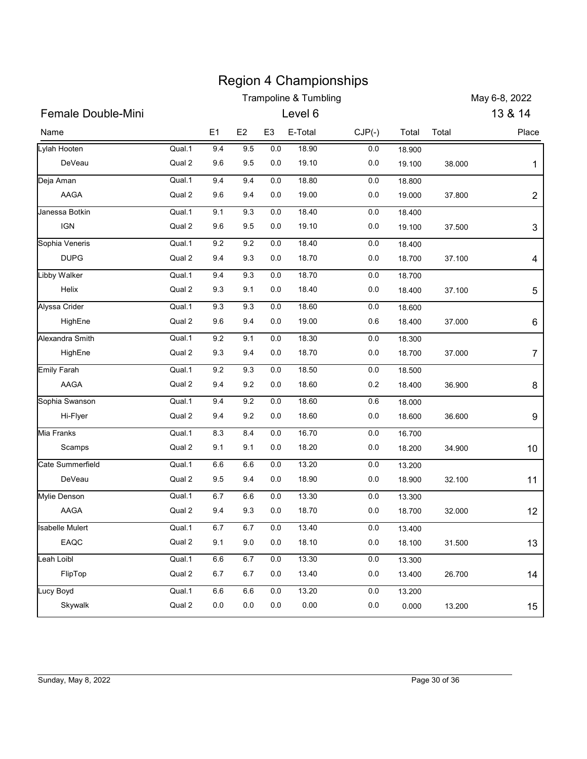# Region 4 Championships

## Trampoline & Tumbling

May 6-8, 2022

## Female Double-Mini — Level 6 — 13 & 14

| Name | | E1 | E2 | E3 | E-Total | CJP(-) | Total | Total | Place |
|---|---|---|---|---|---|---|---|---|---|
| Lylah Hooten | Qual.1 | 9.4 | 9.5 | 0.0 | 18.90 | 0.0 | 18.900 | | |
| DeVeau | Qual 2 | 9.6 | 9.5 | 0.0 | 19.10 | 0.0 | 19.100 | 38.000 | 1 |
| Deja Aman | Qual.1 | 9.4 | 9.4 | 0.0 | 18.80 | 0.0 | 18.800 | | |
| AAGA | Qual 2 | 9.6 | 9.4 | 0.0 | 19.00 | 0.0 | 19.000 | 37.800 | 2 |
| Janessa Botkin | Qual.1 | 9.1 | 9.3 | 0.0 | 18.40 | 0.0 | 18.400 | | |
| IGN | Qual 2 | 9.6 | 9.5 | 0.0 | 19.10 | 0.0 | 19.100 | 37.500 | 3 |
| Sophia Veneris | Qual.1 | 9.2 | 9.2 | 0.0 | 18.40 | 0.0 | 18.400 | | |
| DUPG | Qual 2 | 9.4 | 9.3 | 0.0 | 18.70 | 0.0 | 18.700 | 37.100 | 4 |
| Libby Walker | Qual.1 | 9.4 | 9.3 | 0.0 | 18.70 | 0.0 | 18.700 | | |
| Helix | Qual 2 | 9.3 | 9.1 | 0.0 | 18.40 | 0.0 | 18.400 | 37.100 | 5 |
| Alyssa Crider | Qual.1 | 9.3 | 9.3 | 0.0 | 18.60 | 0.0 | 18.600 | | |
| HighEne | Qual 2 | 9.6 | 9.4 | 0.0 | 19.00 | 0.6 | 18.400 | 37.000 | 6 |
| Alexandra Smith | Qual.1 | 9.2 | 9.1 | 0.0 | 18.30 | 0.0 | 18.300 | | |
| HighEne | Qual 2 | 9.3 | 9.4 | 0.0 | 18.70 | 0.0 | 18.700 | 37.000 | 7 |
| Emily Farah | Qual.1 | 9.2 | 9.3 | 0.0 | 18.50 | 0.0 | 18.500 | | |
| AAGA | Qual 2 | 9.4 | 9.2 | 0.0 | 18.60 | 0.2 | 18.400 | 36.900 | 8 |
| Sophia Swanson | Qual.1 | 9.4 | 9.2 | 0.0 | 18.60 | 0.6 | 18.000 | | |
| Hi-Flyer | Qual 2 | 9.4 | 9.2 | 0.0 | 18.60 | 0.0 | 18.600 | 36.600 | 9 |
| Mia Franks | Qual.1 | 8.3 | 8.4 | 0.0 | 16.70 | 0.0 | 16.700 | | |
| Scamps | Qual 2 | 9.1 | 9.1 | 0.0 | 18.20 | 0.0 | 18.200 | 34.900 | 10 |
| Cate Summerfield | Qual.1 | 6.6 | 6.6 | 0.0 | 13.20 | 0.0 | 13.200 | | |
| DeVeau | Qual 2 | 9.5 | 9.4 | 0.0 | 18.90 | 0.0 | 18.900 | 32.100 | 11 |
| Mylie Denson | Qual.1 | 6.7 | 6.6 | 0.0 | 13.30 | 0.0 | 13.300 | | |
| AAGA | Qual 2 | 9.4 | 9.3 | 0.0 | 18.70 | 0.0 | 18.700 | 32.000 | 12 |
| Isabelle Mulert | Qual.1 | 6.7 | 6.7 | 0.0 | 13.40 | 0.0 | 13.400 | | |
| EAQC | Qual 2 | 9.1 | 9.0 | 0.0 | 18.10 | 0.0 | 18.100 | 31.500 | 13 |
| Leah Loibl | Qual.1 | 6.6 | 6.7 | 0.0 | 13.30 | 0.0 | 13.300 | | |
| FlipTop | Qual 2 | 6.7 | 6.7 | 0.0 | 13.40 | 0.0 | 13.400 | 26.700 | 14 |
| Lucy Boyd | Qual.1 | 6.6 | 6.6 | 0.0 | 13.20 | 0.0 | 13.200 | | |
| Skywalk | Qual 2 | 0.0 | 0.0 | 0.0 | 0.00 | 0.0 | 0.000 | 13.200 | 15 |

Sunday, May 8, 2022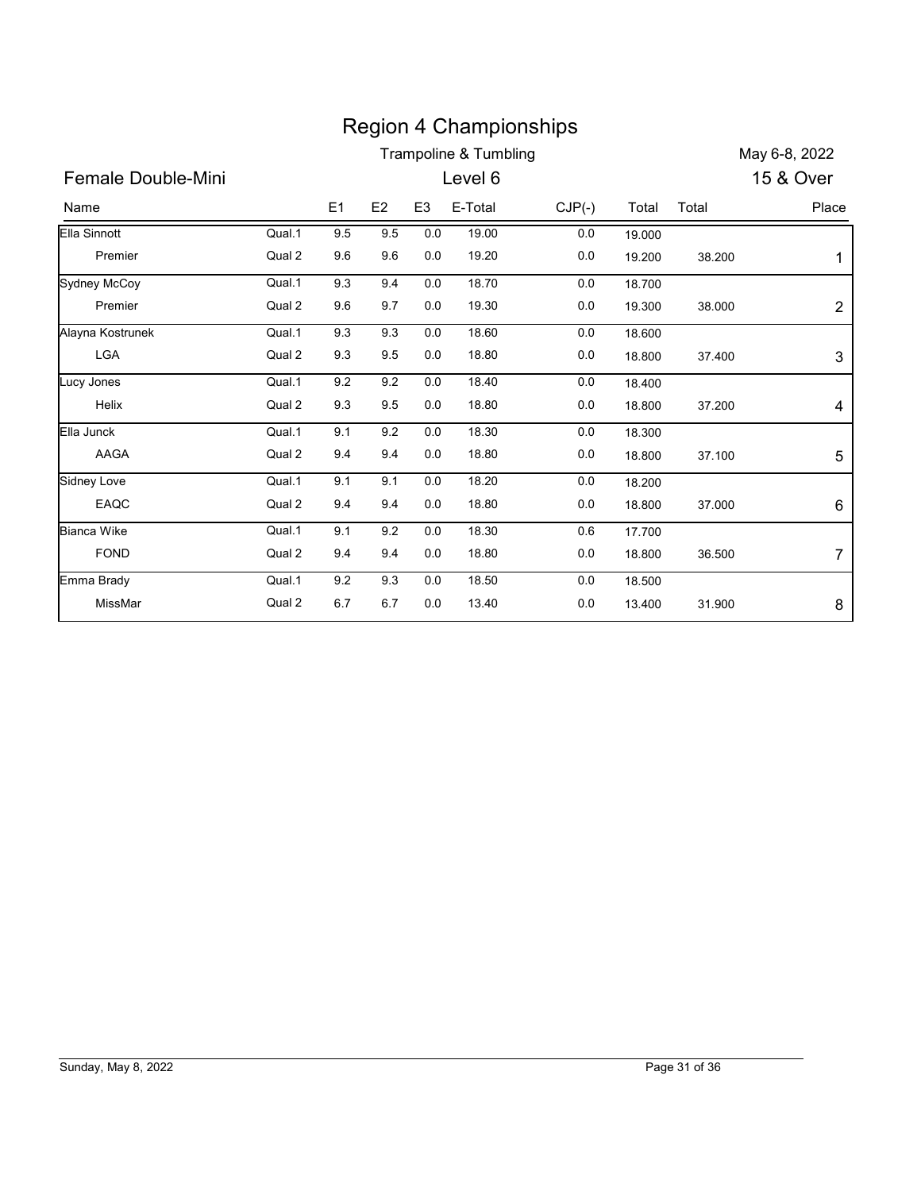# Region 4 Championships

Trampoline & Tumbling

May 6-8, 2022

## Female Double-Mini

Level 6

15 & Over

| Name | | E1 | E2 | E3 | E-Total | CJP(-) | Total | Total | Place |
|---|---|---|---|---|---|---|---|---|---|
| Ella Sinnott | Qual.1 | 9.5 | 9.5 | 0.0 | 19.00 | 0.0 | 19.000 | | |
| Premier | Qual 2 | 9.6 | 9.6 | 0.0 | 19.20 | 0.0 | 19.200 | 38.200 | 1 |
| Sydney McCoy | Qual.1 | 9.3 | 9.4 | 0.0 | 18.70 | 0.0 | 18.700 | | |
| Premier | Qual 2 | 9.6 | 9.7 | 0.0 | 19.30 | 0.0 | 19.300 | 38.000 | 2 |
| Alayna Kostrunek | Qual.1 | 9.3 | 9.3 | 0.0 | 18.60 | 0.0 | 18.600 | | |
| LGA | Qual 2 | 9.3 | 9.5 | 0.0 | 18.80 | 0.0 | 18.800 | 37.400 | 3 |
| Lucy Jones | Qual.1 | 9.2 | 9.2 | 0.0 | 18.40 | 0.0 | 18.400 | | |
| Helix | Qual 2 | 9.3 | 9.5 | 0.0 | 18.80 | 0.0 | 18.800 | 37.200 | 4 |
| Ella Junck | Qual.1 | 9.1 | 9.2 | 0.0 | 18.30 | 0.0 | 18.300 | | |
| AAGA | Qual 2 | 9.4 | 9.4 | 0.0 | 18.80 | 0.0 | 18.800 | 37.100 | 5 |
| Sidney Love | Qual.1 | 9.1 | 9.1 | 0.0 | 18.20 | 0.0 | 18.200 | | |
| EAQC | Qual 2 | 9.4 | 9.4 | 0.0 | 18.80 | 0.0 | 18.800 | 37.000 | 6 |
| Bianca Wike | Qual.1 | 9.1 | 9.2 | 0.0 | 18.30 | 0.6 | 17.700 | | |
| FOND | Qual 2 | 9.4 | 9.4 | 0.0 | 18.80 | 0.0 | 18.800 | 36.500 | 7 |
| Emma Brady | Qual.1 | 9.2 | 9.3 | 0.0 | 18.50 | 0.0 | 18.500 | | |
| MissMar | Qual 2 | 6.7 | 6.7 | 0.0 | 13.40 | 0.0 | 13.400 | 31.900 | 8 |

Sunday, May 8, 2022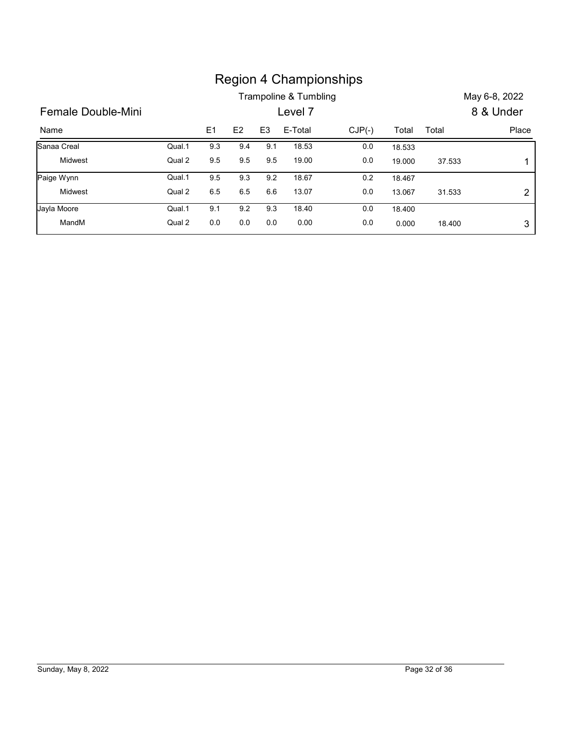# Region 4 Championships

Trampoline & Tumbling

May 6-8, 2022

## Female Double-Mini

Level 7

8 & Under

| Name | | E1 | E2 | E3 | E-Total | CJP(-) | Total | Total | Place |
|---|---|---|---|---|---|---|---|---|---|
| Sanaa Creal | Qual.1 | 9.3 | 9.4 | 9.1 | 18.53 | 0.0 | 18.533 | | |
| Midwest | Qual 2 | 9.5 | 9.5 | 9.5 | 19.00 | 0.0 | 19.000 | 37.533 | 1 |
| Paige Wynn | Qual.1 | 9.5 | 9.3 | 9.2 | 18.67 | 0.2 | 18.467 | | |
| Midwest | Qual 2 | 6.5 | 6.5 | 6.6 | 13.07 | 0.0 | 13.067 | 31.533 | 2 |
| Jayla Moore | Qual.1 | 9.1 | 9.2 | 9.3 | 18.40 | 0.0 | 18.400 | | |
| MandM | Qual 2 | 0.0 | 0.0 | 0.0 | 0.00 | 0.0 | 0.000 | 18.400 | 3 |

Sunday, May 8, 2022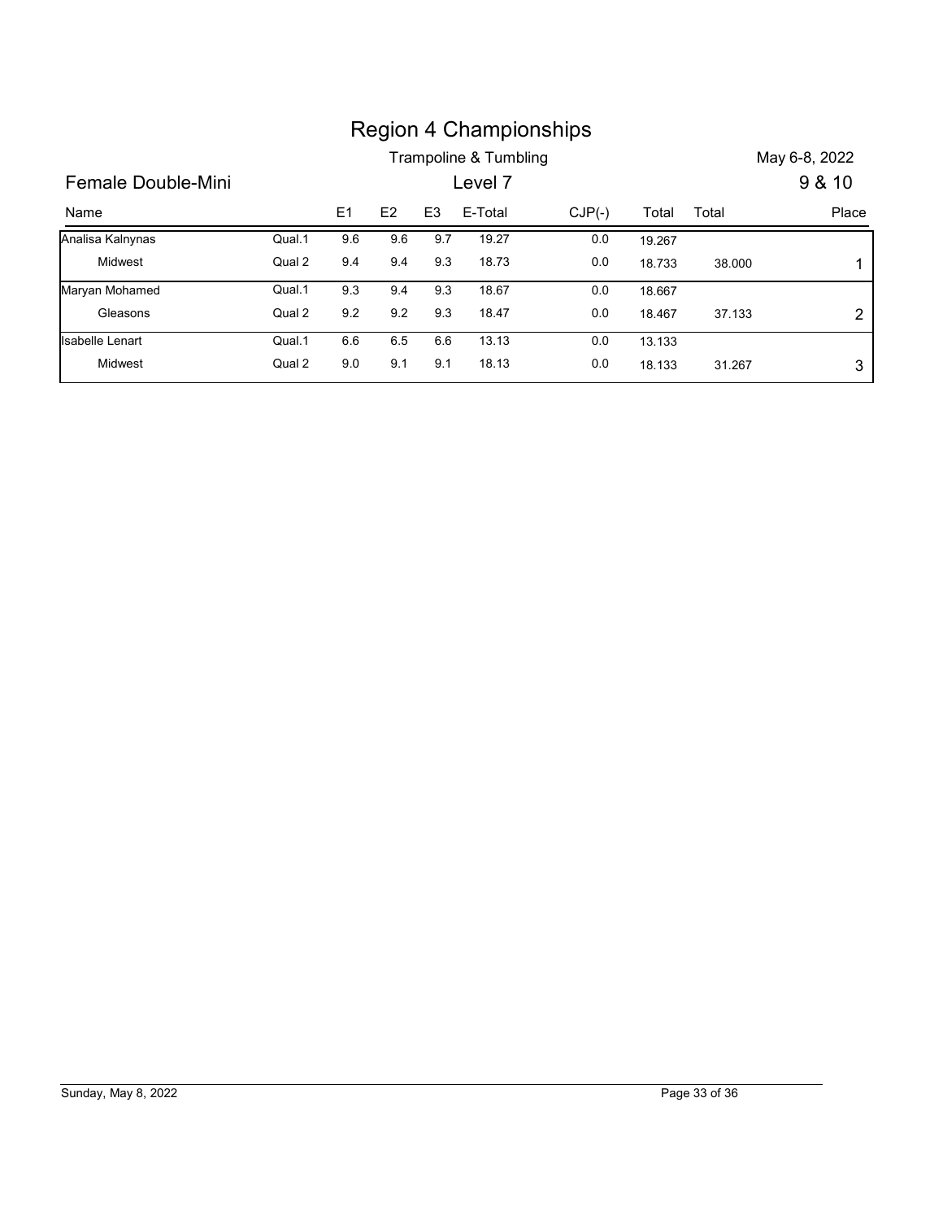# Region 4 Championships

## Trampoline & Tumbling

May 6-8, 2022

## Female Double-Mini

Level 7

9 & 10

| Name | | E1 | E2 | E3 | E-Total | CJP(-) | Total | Total | Place |
|---|---|---|---|---|---|---|---|---|---|
| Analisa Kalnynas | Qual.1 | 9.6 | 9.6 | 9.7 | 19.27 | 0.0 | 19.267 | | |
| Midwest | Qual 2 | 9.4 | 9.4 | 9.3 | 18.73 | 0.0 | 18.733 | 38.000 | 1 |
| Maryan Mohamed | Qual.1 | 9.3 | 9.4 | 9.3 | 18.67 | 0.0 | 18.667 | | |
| Gleasons | Qual 2 | 9.2 | 9.2 | 9.3 | 18.47 | 0.0 | 18.467 | 37.133 | 2 |
| Isabelle Lenart | Qual.1 | 6.6 | 6.5 | 6.6 | 13.13 | 0.0 | 13.133 | | |
| Midwest | Qual 2 | 9.0 | 9.1 | 9.1 | 18.13 | 0.0 | 18.133 | 31.267 | 3 |

Sunday, May 8, 2022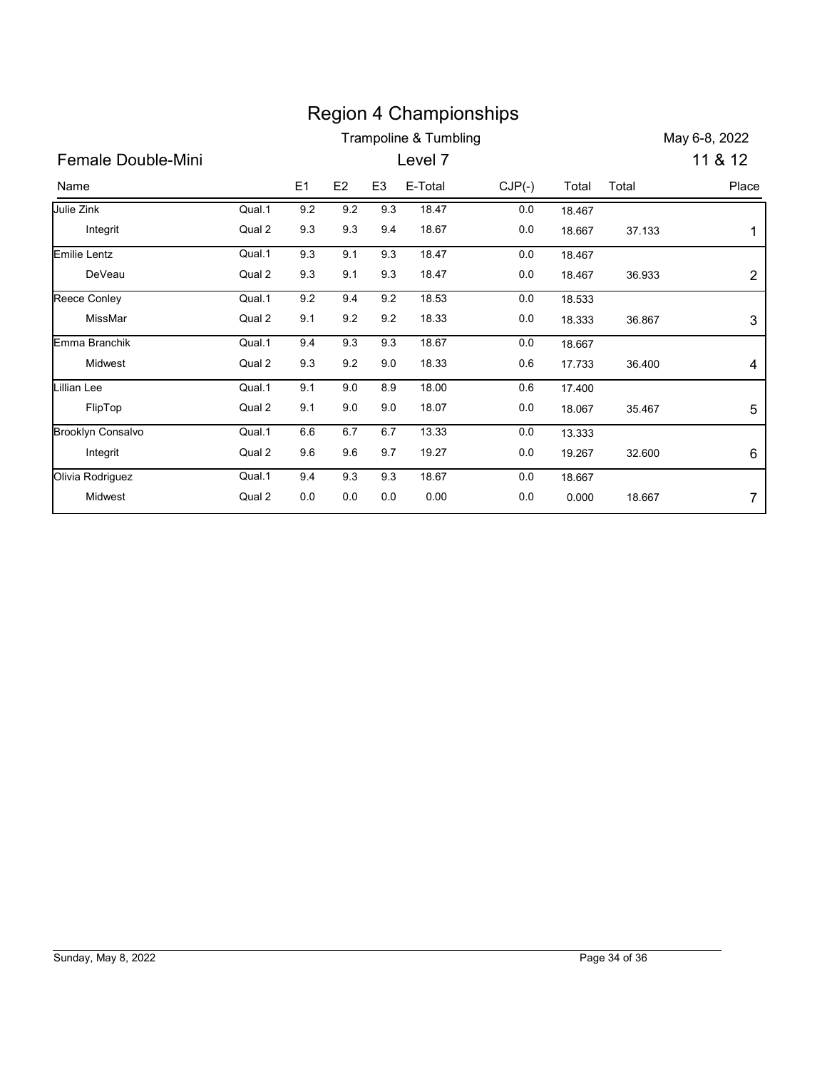# Region 4 Championships

Trampoline & Tumbling

May 6-8, 2022

## Female Double-Mini

Level 7

11 & 12

| Name | | E1 | E2 | E3 | E-Total | CJP(-) | Total | Total | Place |
|---|---|---|---|---|---|---|---|---|---|
| Julie Zink | Qual.1 | 9.2 | 9.2 | 9.3 | 18.47 | 0.0 | 18.467 | | |
| Integrit | Qual 2 | 9.3 | 9.3 | 9.4 | 18.67 | 0.0 | 18.667 | 37.133 | 1 |
| Emilie Lentz | Qual.1 | 9.3 | 9.1 | 9.3 | 18.47 | 0.0 | 18.467 | | |
| DeVeau | Qual 2 | 9.3 | 9.1 | 9.3 | 18.47 | 0.0 | 18.467 | 36.933 | 2 |
| Reece Conley | Qual.1 | 9.2 | 9.4 | 9.2 | 18.53 | 0.0 | 18.533 | | |
| MissMar | Qual 2 | 9.1 | 9.2 | 9.2 | 18.33 | 0.0 | 18.333 | 36.867 | 3 |
| Emma Branchik | Qual.1 | 9.4 | 9.3 | 9.3 | 18.67 | 0.0 | 18.667 | | |
| Midwest | Qual 2 | 9.3 | 9.2 | 9.0 | 18.33 | 0.6 | 17.733 | 36.400 | 4 |
| Lillian Lee | Qual.1 | 9.1 | 9.0 | 8.9 | 18.00 | 0.6 | 17.400 | | |
| FlipTop | Qual 2 | 9.1 | 9.0 | 9.0 | 18.07 | 0.0 | 18.067 | 35.467 | 5 |
| Brooklyn Consalvo | Qual.1 | 6.6 | 6.7 | 6.7 | 13.33 | 0.0 | 13.333 | | |
| Integrit | Qual 2 | 9.6 | 9.6 | 9.7 | 19.27 | 0.0 | 19.267 | 32.600 | 6 |
| Olivia Rodriguez | Qual.1 | 9.4 | 9.3 | 9.3 | 18.67 | 0.0 | 18.667 | | |
| Midwest | Qual 2 | 0.0 | 0.0 | 0.0 | 0.00 | 0.0 | 0.000 | 18.667 | 7 |

Sunday, May 8, 2022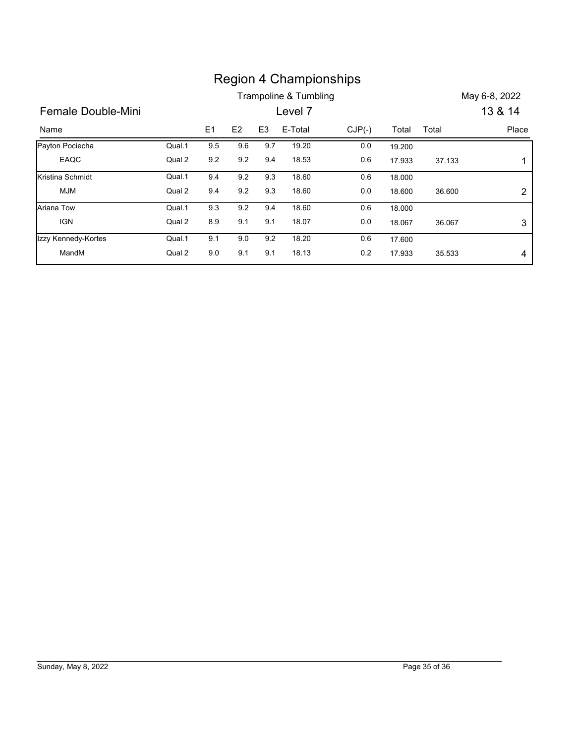# Region 4 Championships

Trampoline & Tumbling

May 6-8, 2022

## Female Double-Mini

Level 7

13 & 14

| Name | | E1 | E2 | E3 | E-Total | CJP(-) | Total | Total | Place |
|---|---|---|---|---|---|---|---|---|---|
| Payton Pociecha | Qual.1 | 9.5 | 9.6 | 9.7 | 19.20 | 0.0 | 19.200 | | |
| EAQC | Qual 2 | 9.2 | 9.2 | 9.4 | 18.53 | 0.6 | 17.933 | 37.133 | 1 |
| Kristina Schmidt | Qual.1 | 9.4 | 9.2 | 9.3 | 18.60 | 0.6 | 18.000 | | |
| MJM | Qual 2 | 9.4 | 9.2 | 9.3 | 18.60 | 0.0 | 18.600 | 36.600 | 2 |
| Ariana Tow | Qual.1 | 9.3 | 9.2 | 9.4 | 18.60 | 0.6 | 18.000 | | |
| IGN | Qual 2 | 8.9 | 9.1 | 9.1 | 18.07 | 0.0 | 18.067 | 36.067 | 3 |
| Izzy Kennedy-Kortes | Qual.1 | 9.1 | 9.0 | 9.2 | 18.20 | 0.6 | 17.600 | | |
| MandM | Qual 2 | 9.0 | 9.1 | 9.1 | 18.13 | 0.2 | 17.933 | 35.533 | 4 |

Sunday, May 8, 2022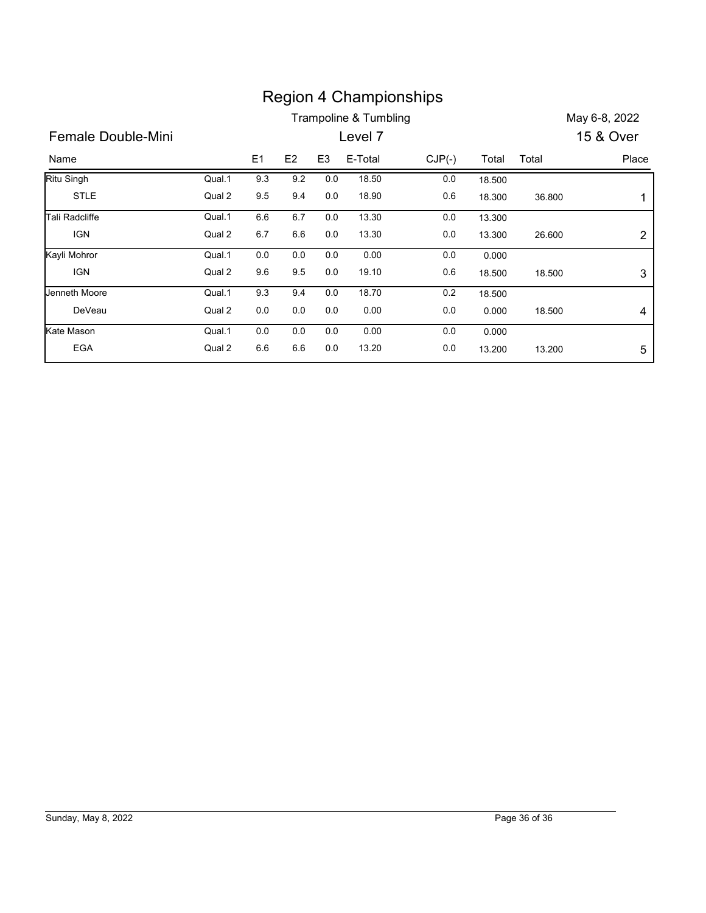# Region 4 Championships

Trampoline & Tumbling

May 6-8, 2022

## Female Double-Mini

Level 7

15 & Over

| Name | | E1 | E2 | E3 | E-Total | CJP(-) | Total | Total | Place |
|---|---|---|---|---|---|---|---|---|---|
| Ritu Singh | Qual.1 | 9.3 | 9.2 | 0.0 | 18.50 | 0.0 | 18.500 | | |
| STLE | Qual 2 | 9.5 | 9.4 | 0.0 | 18.90 | 0.6 | 18.300 | 36.800 | 1 |
| Tali Radcliffe | Qual.1 | 6.6 | 6.7 | 0.0 | 13.30 | 0.0 | 13.300 | | |
| IGN | Qual 2 | 6.7 | 6.6 | 0.0 | 13.30 | 0.0 | 13.300 | 26.600 | 2 |
| Kayli Mohror | Qual.1 | 0.0 | 0.0 | 0.0 | 0.00 | 0.0 | 0.000 | | |
| IGN | Qual 2 | 9.6 | 9.5 | 0.0 | 19.10 | 0.6 | 18.500 | 18.500 | 3 |
| Jenneth Moore | Qual.1 | 9.3 | 9.4 | 0.0 | 18.70 | 0.2 | 18.500 | | |
| DeVeau | Qual 2 | 0.0 | 0.0 | 0.0 | 0.00 | 0.0 | 0.000 | 18.500 | 4 |
| Kate Mason | Qual.1 | 0.0 | 0.0 | 0.0 | 0.00 | 0.0 | 0.000 | | |
| EGA | Qual 2 | 6.6 | 6.6 | 0.0 | 13.20 | 0.0 | 13.200 | 13.200 | 5 |

Sunday, May 8, 2022